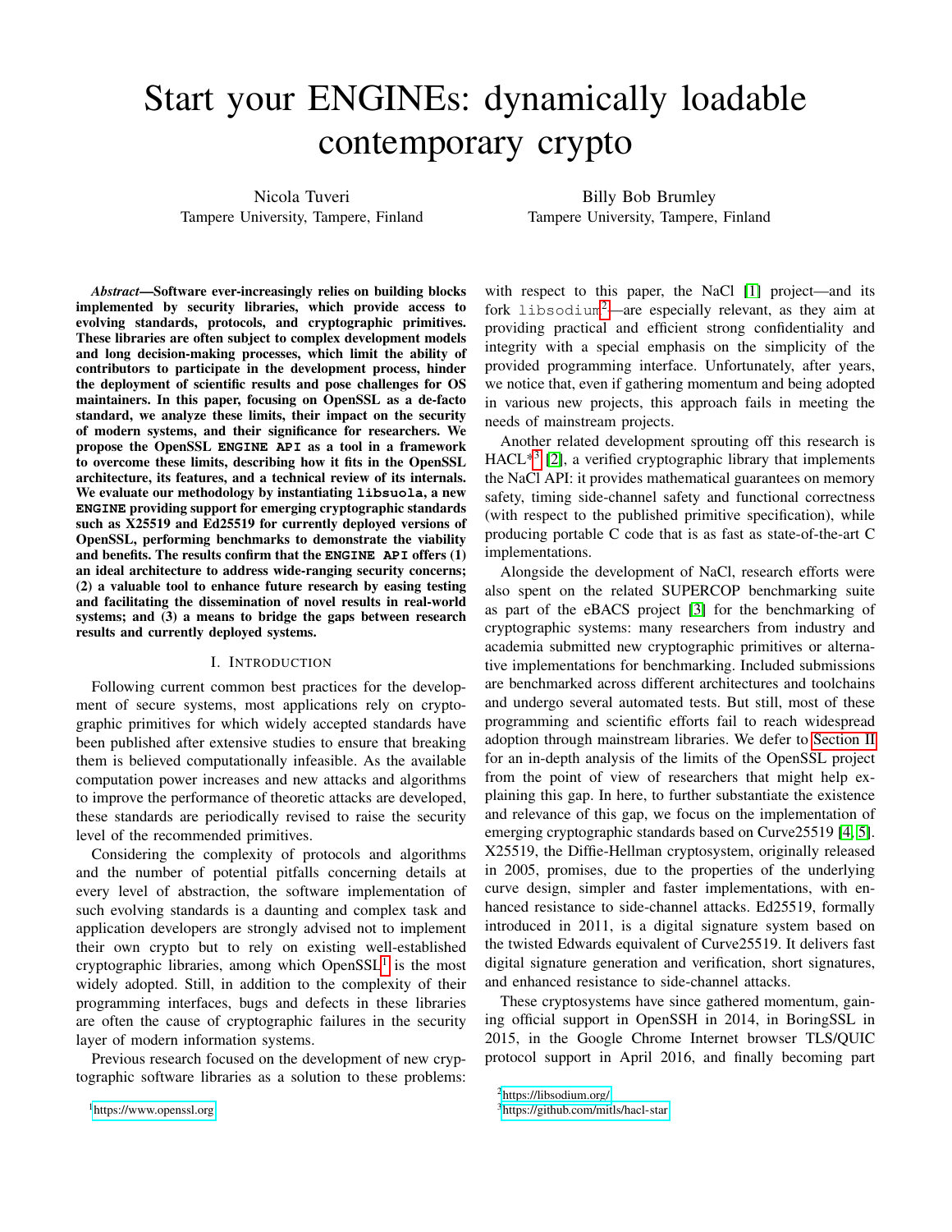# Start your ENGINEs: dynamically loadable contemporary crypto

Nicola Tuveri
Tampere University, Tampere, Finland

Billy Bob Brumley
Tampere University, Tampere, Finland

***Abstract*—Software ever-increasingly relies on building blocks implemented by security libraries, which provide access to evolving standards, protocols, and cryptographic primitives. These libraries are often subject to complex development models and long decision-making processes, which limit the ability of contributors to participate in the development process, hinder the deployment of scientific results and pose challenges for OS maintainers. In this paper, focusing on OpenSSL as a de-facto standard, we analyze these limits, their impact on the security of modern systems, and their significance for researchers. We propose the OpenSSL `ENGINE API` as a tool in a framework to overcome these limits, describing how it fits in the OpenSSL architecture, its features, and a technical review of its internals. We evaluate our methodology by instantiating `libsuola`, a new `ENGINE` providing support for emerging cryptographic standards such as X25519 and Ed25519 for currently deployed versions of OpenSSL, performing benchmarks to demonstrate the viability and benefits. The results confirm that the `ENGINE API` offers (1) an ideal architecture to address wide-ranging security concerns; (2) a valuable tool to enhance future research by easing testing and facilitating the dissemination of novel results in real-world systems; and (3) a means to bridge the gaps between research results and currently deployed systems.**

## I. Introduction

Following current common best practices for the development of secure systems, most applications rely on cryptographic primitives for which widely accepted standards have been published after extensive studies to ensure that breaking them is believed computationally infeasible. As the available computation power increases and new attacks and algorithms to improve the performance of theoretic attacks are developed, these standards are periodically revised to raise the security level of the recommended primitives.

Considering the complexity of protocols and algorithms and the number of potential pitfalls concerning details at every level of abstraction, the software implementation of such evolving standards is a daunting and complex task and application developers are strongly advised not to implement their own crypto but to rely on existing well-established cryptographic libraries, among which OpenSSL[1] is the most widely adopted. Still, in addition to the complexity of their programming interfaces, bugs and defects in these libraries are often the cause of cryptographic failures in the security layer of modern information systems.

Previous research focused on the development of new cryptographic software libraries as a solution to these problems: with respect to this paper, the NaCl [1] project—and its fork `libsodium`[2]—are especially relevant, as they aim at providing practical and efficient strong confidentiality and integrity with a special emphasis on the simplicity of the provided programming interface. Unfortunately, after years, we notice that, even if gathering momentum and being adopted in various new projects, this approach fails in meeting the needs of mainstream projects.

Another related development sprouting off this research is HACL*[3] [2], a verified cryptographic library that implements the NaCl API: it provides mathematical guarantees on memory safety, timing side-channel safety and functional correctness (with respect to the published primitive specification), while producing portable C code that is as fast as state-of-the-art C implementations.

Alongside the development of NaCl, research efforts were also spent on the related SUPERCOP benchmarking suite as part of the eBACS project [3] for the benchmarking of cryptographic systems: many researchers from industry and academia submitted new cryptographic primitives or alternative implementations for benchmarking. Included submissions are benchmarked across different architectures and toolchains and undergo several automated tests. But still, most of these programming and scientific efforts fail to reach widespread adoption through mainstream libraries. We defer to Section II for an in-depth analysis of the limits of the OpenSSL project from the point of view of researchers that might help explaining this gap. In here, to further substantiate the existence and relevance of this gap, we focus on the implementation of emerging cryptographic standards based on Curve25519 [4, 5]. X25519, the Diffie-Hellman cryptosystem, originally released in 2005, promises, due to the properties of the underlying curve design, simpler and faster implementations, with enhanced resistance to side-channel attacks. Ed25519, formally introduced in 2011, is a digital signature system based on the twisted Edwards equivalent of Curve25519. It delivers fast digital signature generation and verification, short signatures, and enhanced resistance to side-channel attacks.

These cryptosystems have since gathered momentum, gaining official support in OpenSSH in 2014, in BoringSSL in 2015, in the Google Chrome Internet browser TLS/QUIC protocol support in April 2016, and finally becoming part

[1] https://www.openssl.org

[2] https://libsodium.org/

[3] https://github.com/mitls/hacl-star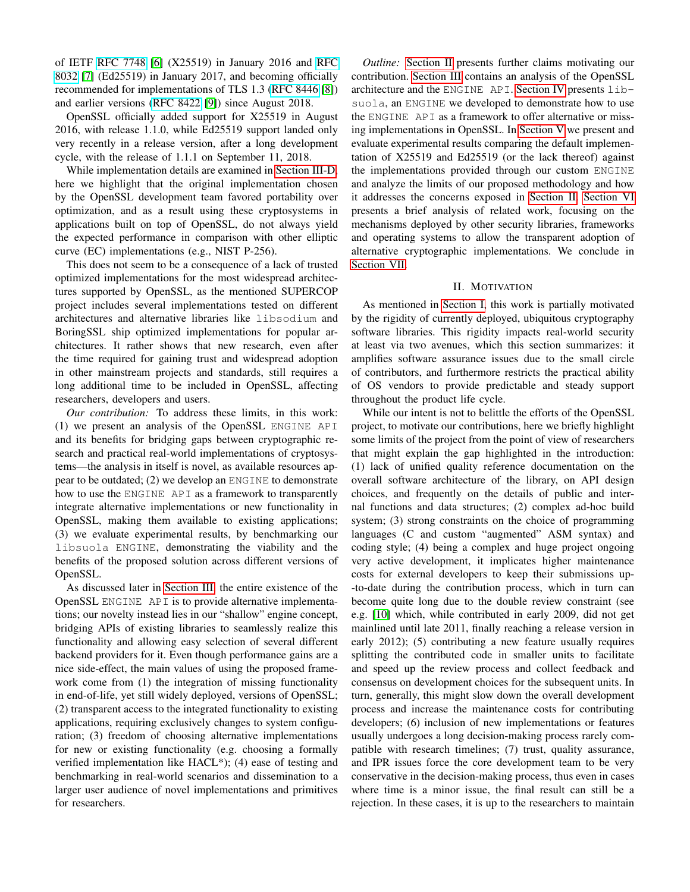of IETF RFC 7748 [6] (X25519) in January 2016 and RFC 8032 [7] (Ed25519) in January 2017, and becoming officially recommended for implementations of TLS 1.3 (RFC 8446 [8]) and earlier versions (RFC 8422 [9]) since August 2018.

OpenSSL officially added support for X25519 in August 2016, with release 1.1.0, while Ed25519 support landed only very recently in a release version, after a long development cycle, with the release of 1.1.1 on September 11, 2018.

While implementation details are examined in Section III-D, here we highlight that the original implementation chosen by the OpenSSL development team favored portability over optimization, and as a result using these cryptosystems in applications built on top of OpenSSL, do not always yield the expected performance in comparison with other elliptic curve (EC) implementations (e.g., NIST P-256).

This does not seem to be a consequence of a lack of trusted optimized implementations for the most widespread architectures supported by OpenSSL, as the mentioned SUPERCOP project includes several implementations tested on different architectures and alternative libraries like `libsodium` and BoringSSL ship optimized implementations for popular architectures. It rather shows that new research, even after the time required for gaining trust and widespread adoption in other mainstream projects and standards, still requires a long additional time to be included in OpenSSL, affecting researchers, developers and users.

*Our contribution:* To address these limits, in this work: (1) we present an analysis of the OpenSSL `ENGINE API` and its benefits for bridging gaps between cryptographic research and practical real-world implementations of cryptosystems—the analysis in itself is novel, as available resources appear to be outdated; (2) we develop an `ENGINE` to demonstrate how to use the `ENGINE API` as a framework to transparently integrate alternative implementations or new functionality in OpenSSL, making them available to existing applications; (3) we evaluate experimental results, by benchmarking our `libsuola ENGINE`, demonstrating the viability and the benefits of the proposed solution across different versions of OpenSSL.

As discussed later in Section III, the entire existence of the OpenSSL `ENGINE API` is to provide alternative implementations; our novelty instead lies in our "shallow" engine concept, bridging APIs of existing libraries to seamlessly realize this functionality and allowing easy selection of several different backend providers for it. Even though performance gains are a nice side-effect, the main values of using the proposed framework come from (1) the integration of missing functionality in end-of-life, yet still widely deployed, versions of OpenSSL; (2) transparent access to the integrated functionality to existing applications, requiring exclusively changes to system configuration; (3) freedom of choosing alternative implementations for new or existing functionality (e.g. choosing a formally verified implementation like HACL*); (4) ease of testing and benchmarking in real-world scenarios and dissemination to a larger user audience of novel implementations and primitives for researchers.

*Outline:* Section II presents further claims motivating our contribution. Section III contains an analysis of the OpenSSL architecture and the `ENGINE API`. Section IV presents `libsuola`, an `ENGINE` we developed to demonstrate how to use the `ENGINE API` as a framework to offer alternative or missing implementations in OpenSSL. In Section V we present and evaluate experimental results comparing the default implementation of X25519 and Ed25519 (or the lack thereof) against the implementations provided through our custom `ENGINE` and analyze the limits of our proposed methodology and how it addresses the concerns exposed in Section II. Section VI presents a brief analysis of related work, focusing on the mechanisms deployed by other security libraries, frameworks and operating systems to allow the transparent adoption of alternative cryptographic implementations. We conclude in Section VII.

## II. Motivation

As mentioned in Section I, this work is partially motivated by the rigidity of currently deployed, ubiquitous cryptography software libraries. This rigidity impacts real-world security at least via two avenues, which this section summarizes: it amplifies software assurance issues due to the small circle of contributors, and furthermore restricts the practical ability of OS vendors to provide predictable and steady support throughout the product life cycle.

While our intent is not to belittle the efforts of the OpenSSL project, to motivate our contributions, here we briefly highlight some limits of the project from the point of view of researchers that might explain the gap highlighted in the introduction: (1) lack of unified quality reference documentation on the overall software architecture of the library, on API design choices, and frequently on the details of public and internal functions and data structures; (2) complex ad-hoc build system; (3) strong constraints on the choice of programming languages (C and custom "augmented" ASM syntax) and coding style; (4) being a complex and huge project ongoing very active development, it implicates higher maintenance costs for external developers to keep their submissions up-to-date during the contribution process, which in turn can become quite long due to the double review constraint (see e.g. [10] which, while contributed in early 2009, did not get mainlined until late 2011, finally reaching a release version in early 2012); (5) contributing a new feature usually requires splitting the contributed code in smaller units to facilitate and speed up the review process and collect feedback and consensus on development choices for the subsequent units. In turn, generally, this might slow down the overall development process and increase the maintenance costs for contributing developers; (6) inclusion of new implementations or features usually undergoes a long decision-making process rarely compatible with research timelines; (7) trust, quality assurance, and IPR issues force the core development team to be very conservative in the decision-making process, thus even in cases where time is a minor issue, the final result can still be a rejection. In these cases, it is up to the researchers to maintain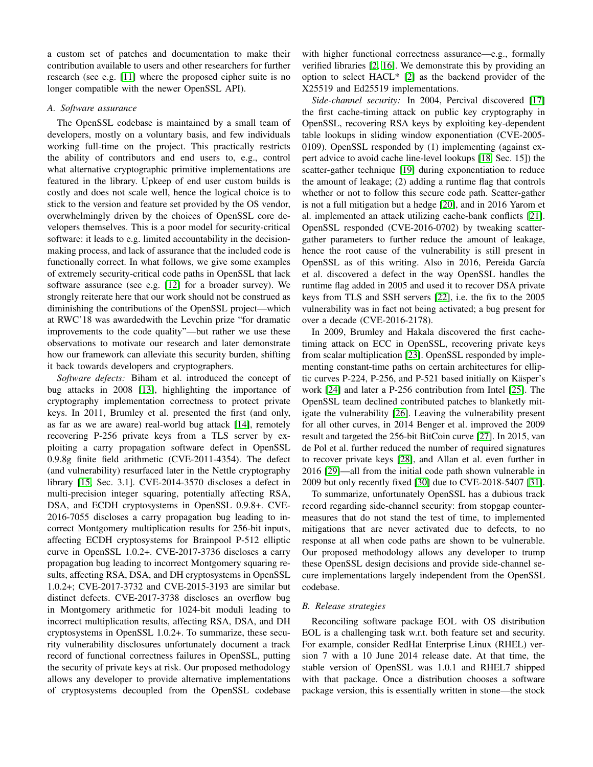a custom set of patches and documentation to make their contribution available to users and other researchers for further research (see e.g. [11] where the proposed cipher suite is no longer compatible with the newer OpenSSL API).

### A. Software assurance

The OpenSSL codebase is maintained by a small team of developers, mostly on a voluntary basis, and few individuals working full-time on the project. This practically restricts the ability of contributors and end users to, e.g., control what alternative cryptographic primitive implementations are featured in the library. Upkeep of end user custom builds is costly and does not scale well, hence the logical choice is to stick to the version and feature set provided by the OS vendor, overwhelmingly driven by the choices of OpenSSL core developers themselves. This is a poor model for security-critical software: it leads to e.g. limited accountability in the decision-making process, and lack of assurance that the included code is functionally correct. In what follows, we give some examples of extremely security-critical code paths in OpenSSL that lack software assurance (see e.g. [12] for a broader survey). We strongly reiterate here that our work should not be construed as diminishing the contributions of the OpenSSL project—which at RWC'18 was awardedwith the Levchin prize "for dramatic improvements to the code quality"—but rather we use these observations to motivate our research and later demonstrate how our framework can alleviate this security burden, shifting it back towards developers and cryptographers.

*Software defects:* Biham et al. introduced the concept of bug attacks in 2008 [13], highlighting the importance of cryptography implementation correctness to protect private keys. In 2011, Brumley et al. presented the first (and only, as far as we are aware) real-world bug attack [14], remotely recovering P-256 private keys from a TLS server by exploiting a carry propagation software defect in OpenSSL 0.9.8g finite field arithmetic (CVE-2011-4354). The defect (and vulnerability) resurfaced later in the Nettle cryptography library [15, Sec. 3.1]. CVE-2014-3570 discloses a defect in multi-precision integer squaring, potentially affecting RSA, DSA, and ECDH cryptosystems in OpenSSL 0.9.8+. CVE-2016-7055 discloses a carry propagation bug leading to incorrect Montgomery multiplication results for 256-bit inputs, affecting ECDH cryptosystems for Brainpool P-512 elliptic curve in OpenSSL 1.0.2+. CVE-2017-3736 discloses a carry propagation bug leading to incorrect Montgomery squaring results, affecting RSA, DSA, and DH cryptosystems in OpenSSL 1.0.2+; CVE-2017-3732 and CVE-2015-3193 are similar but distinct defects. CVE-2017-3738 discloses an overflow bug in Montgomery arithmetic for 1024-bit moduli leading to incorrect multiplication results, affecting RSA, DSA, and DH cryptosystems in OpenSSL 1.0.2+. To summarize, these security vulnerability disclosures unfortunately document a track record of functional correctness failures in OpenSSL, putting the security of private keys at risk. Our proposed methodology allows any developer to provide alternative implementations of cryptosystems decoupled from the OpenSSL codebase with higher functional correctness assurance—e.g., formally verified libraries [2, 16]. We demonstrate this by providing an option to select HACL* [2] as the backend provider of the X25519 and Ed25519 implementations.

*Side-channel security:* In 2004, Percival discovered [17] the first cache-timing attack on public key cryptography in OpenSSL, recovering RSA keys by exploiting key-dependent table lookups in sliding window exponentiation (CVE-2005-0109). OpenSSL responded by (1) implementing (against expert advice to avoid cache line-level lookups [18, Sec. 15]) the scatter-gather technique [19] during exponentiation to reduce the amount of leakage; (2) adding a runtime flag that controls whether or not to follow this secure code path. Scatter-gather is not a full mitigation but a hedge [20], and in 2016 Yarom et al. implemented an attack utilizing cache-bank conflicts [21]. OpenSSL responded (CVE-2016-0702) by tweaking scatter-gather parameters to further reduce the amount of leakage, hence the root cause of the vulnerability is still present in OpenSSL as of this writing. Also in 2016, Pereida García et al. discovered a defect in the way OpenSSL handles the runtime flag added in 2005 and used it to recover DSA private keys from TLS and SSH servers [22], i.e. the fix to the 2005 vulnerability was in fact not being activated; a bug present for over a decade (CVE-2016-2178).

In 2009, Brumley and Hakala discovered the first cache-timing attack on ECC in OpenSSL, recovering private keys from scalar multiplication [23]. OpenSSL responded by implementing constant-time paths on certain architectures for elliptic curves P-224, P-256, and P-521 based initially on Käsper's work [24] and later a P-256 contribution from Intel [25]. The OpenSSL team declined contributed patches to blanketly mitigate the vulnerability [26]. Leaving the vulnerability present for all other curves, in 2014 Benger et al. improved the 2009 result and targeted the 256-bit BitCoin curve [27]. In 2015, van de Pol et al. further reduced the number of required signatures to recover private keys [28], and Allan et al. even further in 2016 [29]—all from the initial code path shown vulnerable in 2009 but only recently fixed [30] due to CVE-2018-5407 [31].

To summarize, unfortunately OpenSSL has a dubious track record regarding side-channel security: from stopgap countermeasures that do not stand the test of time, to implemented mitigations that are never activated due to defects, to no response at all when code paths are shown to be vulnerable. Our proposed methodology allows any developer to trump these OpenSSL design decisions and provide side-channel secure implementations largely independent from the OpenSSL codebase.

### B. Release strategies

Reconciling software package EOL with OS distribution EOL is a challenging task w.r.t. both feature set and security. For example, consider RedHat Enterprise Linux (RHEL) version 7 with a 10 June 2014 release date. At that time, the stable version of OpenSSL was 1.0.1 and RHEL7 shipped with that package. Once a distribution chooses a software package version, this is essentially written in stone—the stock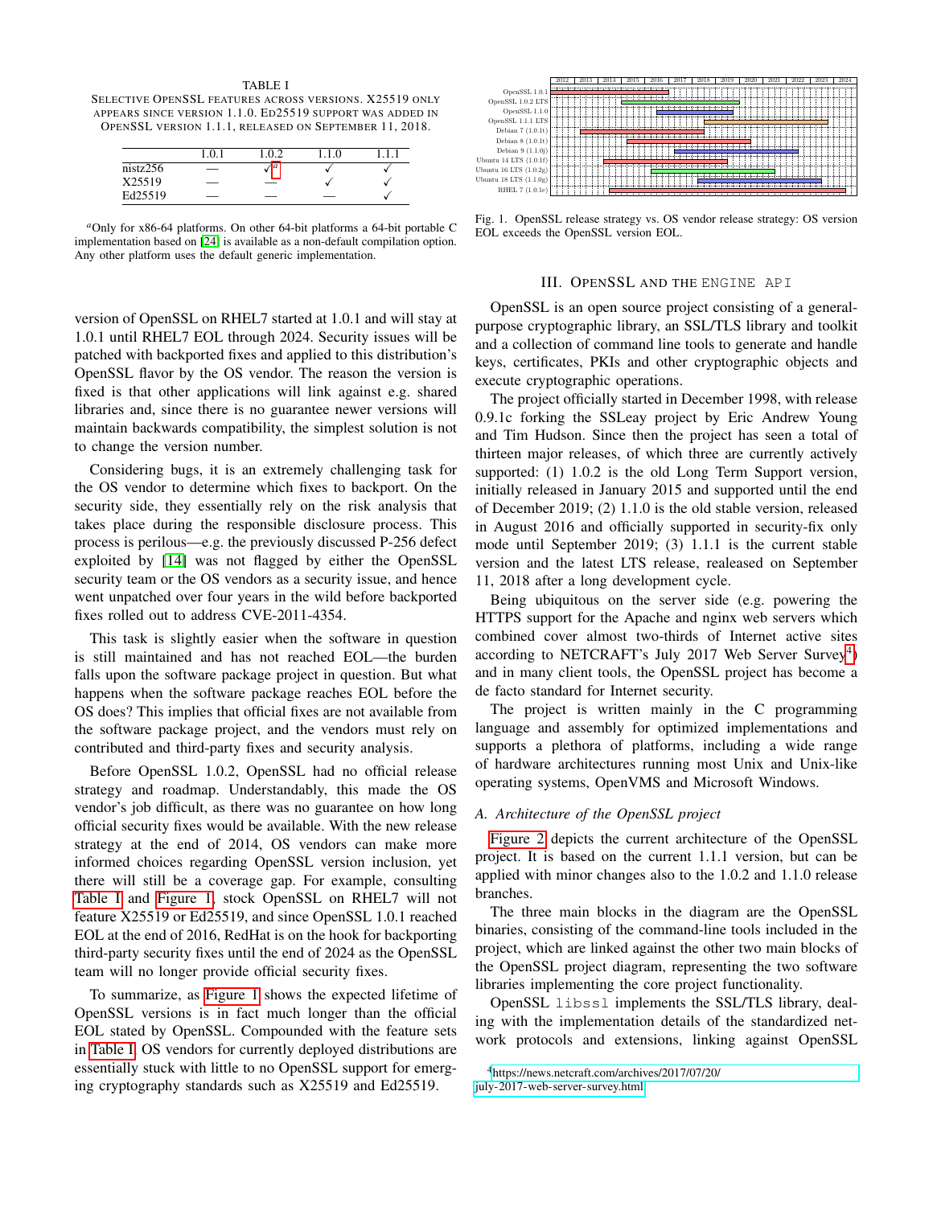TABLE I
SELECTIVE OPENSSL FEATURES ACROSS VERSIONS. X25519 ONLY APPEARS SINCE VERSION 1.1.0. ED25519 SUPPORT WAS ADDED IN OPENSSL VERSION 1.1.1, RELEASED ON SEPTEMBER 11, 2018.

| | 1.0.1 | 1.0.2 | 1.1.0 | 1.1.1 |
|---|---|---|---|---|
| nistz256 | — | ✓[a] | ✓ | ✓ |
| X25519 | — | — | ✓ | ✓ |
| Ed25519 | — | — | — | ✓ |

[a]Only for x86-64 platforms. On other 64-bit platforms a 64-bit portable C implementation based on [24] is available as a non-default compilation option. Any other platform uses the default generic implementation.

Fig. 1. OpenSSL release strategy vs. OS vendor release strategy: OS version EOL exceeds the OpenSSL version EOL.

version of OpenSSL on RHEL7 started at 1.0.1 and will stay at 1.0.1 until RHEL7 EOL through 2024. Security issues will be patched with backported fixes and applied to this distribution's OpenSSL flavor by the OS vendor. The reason the version is fixed is that other applications will link against e.g. shared libraries and, since there is no guarantee newer versions will maintain backwards compatibility, the simplest solution is not to change the version number.

Considering bugs, it is an extremely challenging task for the OS vendor to determine which fixes to backport. On the security side, they essentially rely on the risk analysis that takes place during the responsible disclosure process. This process is perilous—e.g. the previously discussed P-256 defect exploited by [14] was not flagged by either the OpenSSL security team or the OS vendors as a security issue, and hence went unpatched over four years in the wild before backported fixes rolled out to address CVE-2011-4354.

This task is slightly easier when the software in question is still maintained and has not reached EOL—the burden falls upon the software package project in question. But what happens when the software package reaches EOL before the OS does? This implies that official fixes are not available from the software package project, and the vendors must rely on contributed and third-party fixes and security analysis.

Before OpenSSL 1.0.2, OpenSSL had no official release strategy and roadmap. Understandably, this made the OS vendor's job difficult, as there was no guarantee on how long official security fixes would be available. With the new release strategy at the end of 2014, OS vendors can make more informed choices regarding OpenSSL version inclusion, yet there will still be a coverage gap. For example, consulting Table I and Figure 1, stock OpenSSL on RHEL7 will not feature X25519 or Ed25519, and since OpenSSL 1.0.1 reached EOL at the end of 2016, RedHat is on the hook for backporting third-party security fixes until the end of 2024 as the OpenSSL team will no longer provide official security fixes.

To summarize, as Figure 1 shows the expected lifetime of OpenSSL versions is in fact much longer than the official EOL stated by OpenSSL. Compounded with the feature sets in Table I, OS vendors for currently deployed distributions are essentially stuck with little to no OpenSSL support for emerging cryptography standards such as X25519 and Ed25519.

## III. OPENSSL AND THE ENGINE API

OpenSSL is an open source project consisting of a general-purpose cryptographic library, an SSL/TLS library and toolkit and a collection of command line tools to generate and handle keys, certificates, PKIs and other cryptographic objects and execute cryptographic operations.

The project officially started in December 1998, with release 0.9.1c forking the SSLeay project by Eric Andrew Young and Tim Hudson. Since then the project has seen a total of thirteen major releases, of which three are currently actively supported: (1) 1.0.2 is the old Long Term Support version, initially released in January 2015 and supported until the end of December 2019; (2) 1.1.0 is the old stable version, released in August 2016 and officially supported in security-fix only mode until September 2019; (3) 1.1.1 is the current stable version and the latest LTS release, realeased on September 11, 2018 after a long development cycle.

Being ubiquitous on the server side (e.g. powering the HTTPS support for the Apache and nginx web servers which combined cover almost two-thirds of Internet active sites according to NETCRAFT's July 2017 Web Server Survey[4]) and in many client tools, the OpenSSL project has become a de facto standard for Internet security.

The project is written mainly in the C programming language and assembly for optimized implementations and supports a plethora of platforms, including a wide range of hardware architectures running most Unix and Unix-like operating systems, OpenVMS and Microsoft Windows.

### A. Architecture of the OpenSSL project

Figure 2 depicts the current architecture of the OpenSSL project. It is based on the current 1.1.1 version, but can be applied with minor changes also to the 1.0.2 and 1.1.0 release branches.

The three main blocks in the diagram are the OpenSSL binaries, consisting of the command-line tools included in the project, which are linked against the other two main blocks of the OpenSSL project diagram, representing the two software libraries implementing the core project functionality.

OpenSSL `libssl` implements the SSL/TLS library, dealing with the implementation details of the standardized network protocols and extensions, linking against OpenSSL

[4]https://news.netcraft.com/archives/2017/07/20/july-2017-web-server-survey.html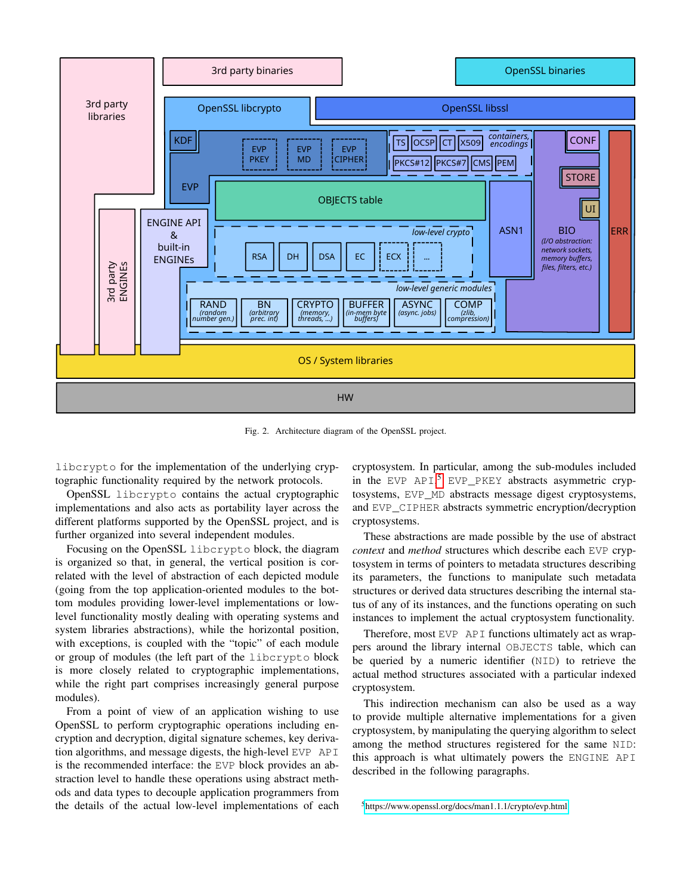Fig. 2. Architecture diagram of the OpenSSL project.

libcrypto for the implementation of the underlying cryptographic functionality required by the network protocols.

OpenSSL libcrypto contains the actual cryptographic implementations and also acts as portability layer across the different platforms supported by the OpenSSL project, and is further organized into several independent modules.

Focusing on the OpenSSL libcrypto block, the diagram is organized so that, in general, the vertical position is correlated with the level of abstraction of each depicted module (going from the top application-oriented modules to the bottom modules providing lower-level implementations or low-level functionality mostly dealing with operating systems and system libraries abstractions), while the horizontal position, with exceptions, is coupled with the "topic" of each module or group of modules (the left part of the libcrypto block is more closely related to cryptographic implementations, while the right part comprises increasingly general purpose modules).

From a point of view of an application wishing to use OpenSSL to perform cryptographic operations including encryption and decryption, digital signature schemes, key derivation algorithms, and message digests, the high-level EVP API is the recommended interface: the EVP block provides an abstraction level to handle these operations using abstract methods and data types to decouple application programmers from the details of the actual low-level implementations of each cryptosystem. In particular, among the sub-modules included in the EVP API[5] EVP_PKEY abstracts asymmetric cryptosystems, EVP_MD abstracts message digest cryptosystems, and EVP_CIPHER abstracts symmetric encryption/decryption cryptosystems.

These abstractions are made possible by the use of abstract *context* and *method* structures which describe each EVP cryptosystem in terms of pointers to metadata structures describing its parameters, the functions to manipulate such metadata structures or derived data structures describing the internal status of any of its instances, and the functions operating on such instances to implement the actual cryptosystem functionality.

Therefore, most EVP API functions ultimately act as wrappers around the library internal OBJECTS table, which can be queried by a numeric identifier (NID) to retrieve the actual method structures associated with a particular indexed cryptosystem.

This indirection mechanism can also be used as a way to provide multiple alternative implementations for a given cryptosystem, by manipulating the querying algorithm to select among the method structures registered for the same NID: this approach is what ultimately powers the ENGINE API described in the following paragraphs.

[5] https://www.openssl.org/docs/man1.1.1/crypto/evp.html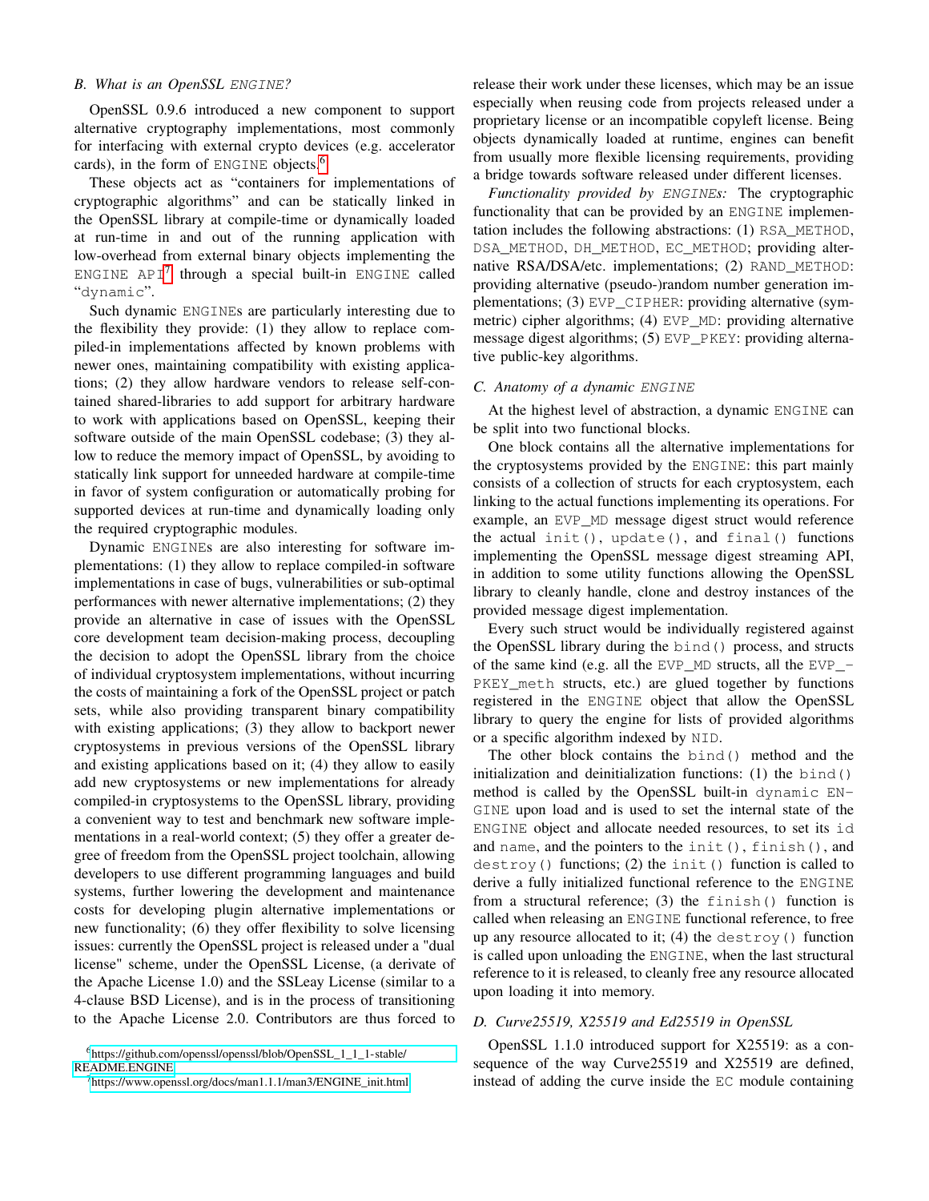### B. What is an OpenSSL ENGINE?

OpenSSL 0.9.6 introduced a new component to support alternative cryptography implementations, most commonly for interfacing with external crypto devices (e.g. accelerator cards), in the form of ENGINE objects.[6]

These objects act as "containers for implementations of cryptographic algorithms" and can be statically linked in the OpenSSL library at compile-time or dynamically loaded at run-time in and out of the running application with low-overhead from external binary objects implementing the ENGINE API[7] through a special built-in ENGINE called "dynamic".

Such dynamic ENGINEs are particularly interesting due to the flexibility they provide: (1) they allow to replace compiled-in implementations affected by known problems with newer ones, maintaining compatibility with existing applications; (2) they allow hardware vendors to release self-contained shared-libraries to add support for arbitrary hardware to work with applications based on OpenSSL, keeping their software outside of the main OpenSSL codebase; (3) they allow to reduce the memory impact of OpenSSL, by avoiding to statically link support for unneeded hardware at compile-time in favor of system configuration or automatically probing for supported devices at run-time and dynamically loading only the required cryptographic modules.

Dynamic ENGINEs are also interesting for software implementations: (1) they allow to replace compiled-in software implementations in case of bugs, vulnerabilities or sub-optimal performances with newer alternative implementations; (2) they provide an alternative in case of issues with the OpenSSL core development team decision-making process, decoupling the decision to adopt the OpenSSL library from the choice of individual cryptosystem implementations, without incurring the costs of maintaining a fork of the OpenSSL project or patch sets, while also providing transparent binary compatibility with existing applications; (3) they allow to backport newer cryptosystems in previous versions of the OpenSSL library and existing applications based on it; (4) they allow to easily add new cryptosystems or new implementations for already compiled-in cryptosystems to the OpenSSL library, providing a convenient way to test and benchmark new software implementations in a real-world context; (5) they offer a greater degree of freedom from the OpenSSL project toolchain, allowing developers to use different programming languages and build systems, further lowering the development and maintenance costs for developing plugin alternative implementations or new functionality; (6) they offer flexibility to solve licensing issues: currently the OpenSSL project is released under a "dual license" scheme, under the OpenSSL License, (a derivate of the Apache License 1.0) and the SSLeay License (similar to a 4-clause BSD License), and is in the process of transitioning to the Apache License 2.0. Contributors are thus forced to release their work under these licenses, which may be an issue especially when reusing code from projects released under a proprietary license or an incompatible copyleft license. Being objects dynamically loaded at runtime, engines can benefit from usually more flexible licensing requirements, providing a bridge towards software released under different licenses.

*Functionality provided by ENGINEs:* The cryptographic functionality that can be provided by an ENGINE implementation includes the following abstractions: (1) RSA_METHOD, DSA_METHOD, DH_METHOD, EC_METHOD; providing alternative RSA/DSA/etc. implementations; (2) RAND_METHOD: providing alternative (pseudo-)random number generation implementations; (3) EVP_CIPHER: providing alternative (symmetric) cipher algorithms; (4) EVP_MD: providing alternative message digest algorithms; (5) EVP_PKEY: providing alternative public-key algorithms.

### C. Anatomy of a dynamic ENGINE

At the highest level of abstraction, a dynamic ENGINE can be split into two functional blocks.

One block contains all the alternative implementations for the cryptosystems provided by the ENGINE: this part mainly consists of a collection of structs for each cryptosystem, each linking to the actual functions implementing its operations. For example, an EVP_MD message digest struct would reference the actual init(), update(), and final() functions implementing the OpenSSL message digest streaming API, in addition to some utility functions allowing the OpenSSL library to cleanly handle, clone and destroy instances of the provided message digest implementation.

Every such struct would be individually registered against the OpenSSL library during the bind() process, and structs of the same kind (e.g. all the EVP_MD structs, all the EVP_PKEY_meth structs, etc.) are glued together by functions registered in the ENGINE object that allow the OpenSSL library to query the engine for lists of provided algorithms or a specific algorithm indexed by NID.

The other block contains the bind() method and the initialization and deinitialization functions: (1) the bind() method is called by the OpenSSL built-in dynamic ENGINE upon load and is used to set the internal state of the ENGINE object and allocate needed resources, to set its id and name, and the pointers to the init(), finish(), and destroy() functions; (2) the init() function is called to derive a fully initialized functional reference to the ENGINE from a structural reference; (3) the finish() function is called when releasing an ENGINE functional reference, to free up any resource allocated to it; (4) the destroy() function is called upon unloading the ENGINE, when the last structural reference to it is released, to cleanly free any resource allocated upon loading it into memory.

### D. Curve25519, X25519 and Ed25519 in OpenSSL

OpenSSL 1.1.0 introduced support for X25519: as a consequence of the way Curve25519 and X25519 are defined, instead of adding the curve inside the EC module containing

[6] https://github.com/openssl/openssl/blob/OpenSSL_1_1_1-stable/README.ENGINE

[7] https://www.openssl.org/docs/man1.1.1/man3/ENGINE_init.html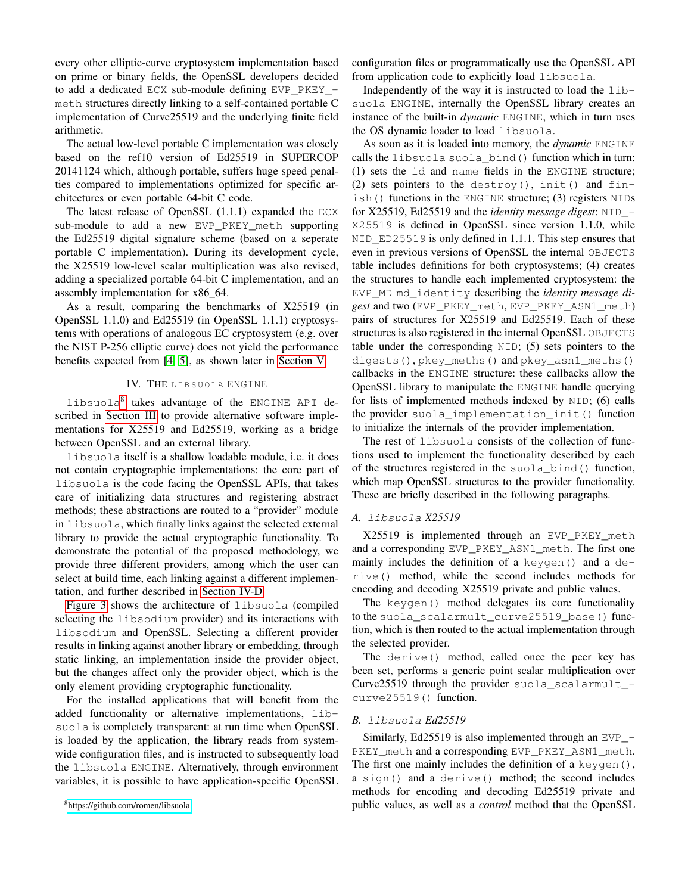every other elliptic-curve cryptosystem implementation based on prime or binary fields, the OpenSSL developers decided to add a dedicated ECX sub-module defining EVP_PKEY_meth structures directly linking to a self-contained portable C implementation of Curve25519 and the underlying finite field arithmetic.

The actual low-level portable C implementation was closely based on the ref10 version of Ed25519 in SUPERCOP 20141124 which, although portable, suffers huge speed penalties compared to implementations optimized for specific architectures or even portable 64-bit C code.

The latest release of OpenSSL (1.1.1) expanded the ECX sub-module to add a new EVP_PKEY_meth supporting the Ed25519 digital signature scheme (based on a seperate portable C implementation). During its development cycle, the X25519 low-level scalar multiplication was also revised, adding a specialized portable 64-bit C implementation, and an assembly implementation for x86_64.

As a result, comparing the benchmarks of X25519 (in OpenSSL 1.1.0) and Ed25519 (in OpenSSL 1.1.1) cryptosystems with operations of analogous EC cryptosystem (e.g. over the NIST P-256 elliptic curve) does not yield the performance benefits expected from [4, 5], as shown later in Section V.

## IV. The libsuola ENGINE

libsuola[8] takes advantage of the ENGINE API described in Section III to provide alternative software implementations for X25519 and Ed25519, working as a bridge between OpenSSL and an external library.

libsuola itself is a shallow loadable module, i.e. it does not contain cryptographic implementations: the core part of libsuola is the code facing the OpenSSL APIs, that takes care of initializing data structures and registering abstract methods; these abstractions are routed to a "provider" module in libsuola, which finally links against the selected external library to provide the actual cryptographic functionality. To demonstrate the potential of the proposed methodology, we provide three different providers, among which the user can select at build time, each linking against a different implementation, and further described in Section IV-D.

Figure 3 shows the architecture of libsuola (compiled selecting the libsodium provider) and its interactions with libsodium and OpenSSL. Selecting a different provider results in linking against another library or embedding, through static linking, an implementation inside the provider object, but the changes affect only the provider object, which is the only element providing cryptographic functionality.

For the installed applications that will benefit from the added functionality or alternative implementations, libsuola is completely transparent: at run time when OpenSSL is loaded by the application, the library reads from system-wide configuration files, and is instructed to subsequently load the libsuola ENGINE. Alternatively, through environment variables, it is possible to have application-specific OpenSSL configuration files or programmatically use the OpenSSL API from application code to explicitly load libsuola.

Independently of the way it is instructed to load the libsuola ENGINE, internally the OpenSSL library creates an instance of the built-in *dynamic* ENGINE, which in turn uses the OS dynamic loader to load libsuola.

As soon as it is loaded into memory, the *dynamic* ENGINE calls the libsuola suola_bind() function which in turn: (1) sets the id and name fields in the ENGINE structure; (2) sets pointers to the destroy(), init() and finish() functions in the ENGINE structure; (3) registers NIDs for X25519, Ed25519 and the *identity message digest*: NID_X25519 is defined in OpenSSL since version 1.1.0, while NID_ED25519 is only defined in 1.1.1. This step ensures that even in previous versions of OpenSSL the internal OBJECTS table includes definitions for both cryptosystems; (4) creates the structures to handle each implemented cryptosystem: the EVP_MD md_identity describing the *identity message digest* and two (EVP_PKEY_meth, EVP_PKEY_ASN1_meth) pairs of structures for X25519 and Ed25519. Each of these structures is also registered in the internal OpenSSL OBJECTS table under the corresponding NID; (5) sets pointers to the digests(), pkey_meths() and pkey_asn1_meths() callbacks in the ENGINE structure: these callbacks allow the OpenSSL library to manipulate the ENGINE handle querying for lists of implemented methods indexed by NID; (6) calls the provider suola_implementation_init() function to initialize the internals of the provider implementation.

The rest of libsuola consists of the collection of functions used to implement the functionality described by each of the structures registered in the suola_bind() function, which map OpenSSL structures to the provider functionality. These are briefly described in the following paragraphs.

### A. libsuola X25519

X25519 is implemented through an EVP_PKEY_meth and a corresponding EVP_PKEY_ASN1_meth. The first one mainly includes the definition of a keygen() and a derive() method, while the second includes methods for encoding and decoding X25519 private and public values.

The keygen() method delegates its core functionality to the suola_scalarmult_curve25519_base() function, which is then routed to the actual implementation through the selected provider.

The derive() method, called once the peer key has been set, performs a generic point scalar multiplication over Curve25519 through the provider suola_scalarmult_curve25519() function.

### B. libsuola Ed25519

Similarly, Ed25519 is also implemented through an EVP_PKEY_meth and a corresponding EVP_PKEY_ASN1_meth. The first one mainly includes the definition of a keygen(), a sign() and a derive() method; the second includes methods for encoding and decoding Ed25519 private and public values, as well as a *control* method that the OpenSSL

[8] https://github.com/romen/libsuola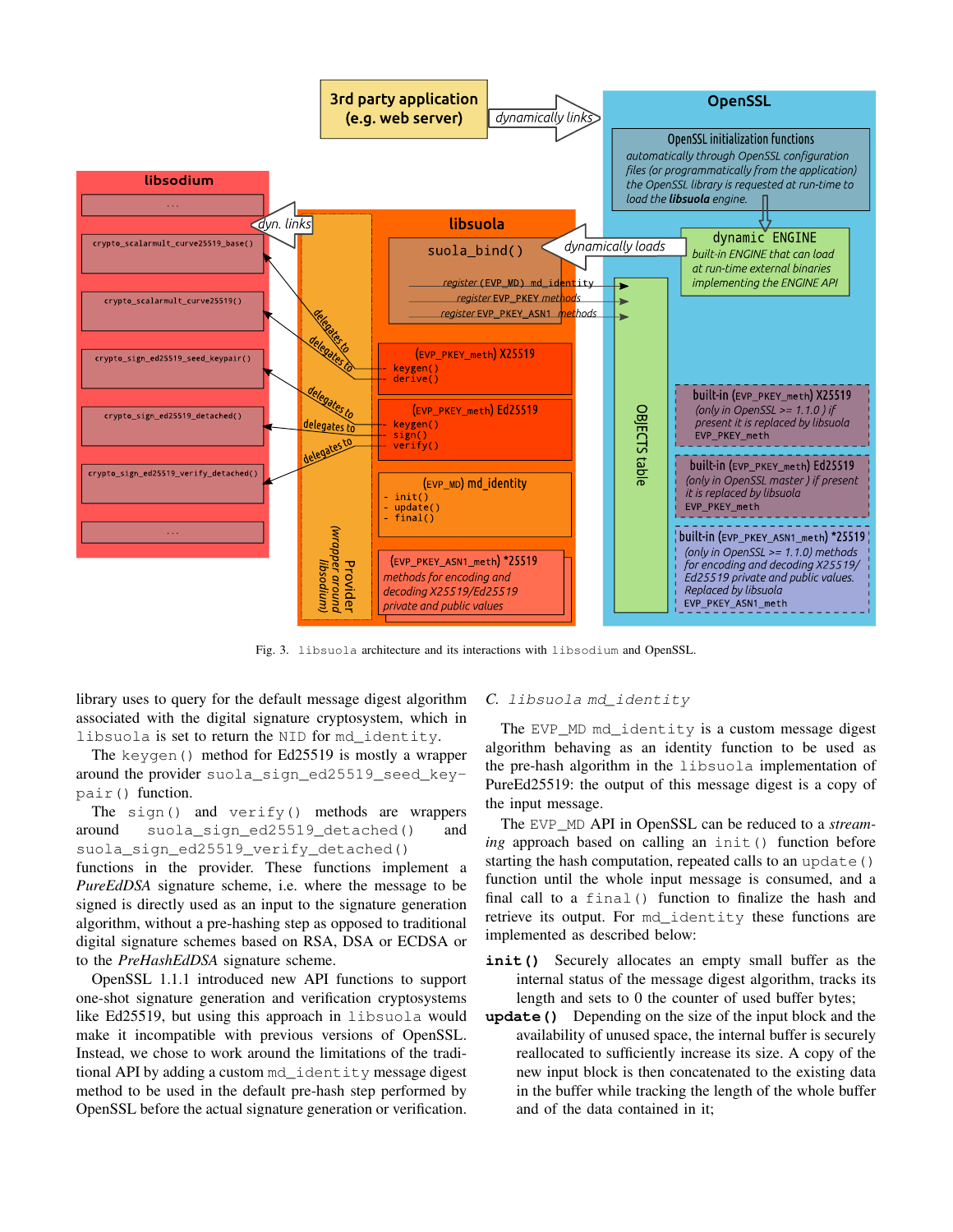Fig. 3. libsuola architecture and its interactions with libsodium and OpenSSL.

library uses to query for the default message digest algorithm associated with the digital signature cryptosystem, which in libsuola is set to return the NID for md_identity.

The keygen() method for Ed25519 is mostly a wrapper around the provider suola_sign_ed25519_seed_keypair() function.

The sign() and verify() methods are wrappers around suola_sign_ed25519_detached() and suola_sign_ed25519_verify_detached() functions in the provider. These functions implement a *PureEdDSA* signature scheme, i.e. where the message to be signed is directly used as an input to the signature generation algorithm, without a pre-hashing step as opposed to traditional digital signature schemes based on RSA, DSA or ECDSA or to the *PreHashEdDSA* signature scheme.

OpenSSL 1.1.1 introduced new API functions to support one-shot signature generation and verification cryptosystems like Ed25519, but using this approach in libsuola would make it incompatible with previous versions of OpenSSL. Instead, we chose to work around the limitations of the traditional API by adding a custom md_identity message digest method to be used in the default pre-hash step performed by OpenSSL before the actual signature generation or verification.

### C. libsuola md_identity

The EVP_MD md_identity is a custom message digest algorithm behaving as an identity function to be used as the pre-hash algorithm in the libsuola implementation of PureEd25519: the output of this message digest is a copy of the input message.

The EVP_MD API in OpenSSL can be reduced to a *streaming* approach based on calling an init() function before starting the hash computation, repeated calls to an update() function until the whole input message is consumed, and a final call to a final() function to finalize the hash and retrieve its output. For md_identity these functions are implemented as described below:

**init()** Securely allocates an empty small buffer as the internal status of the message digest algorithm, tracks its length and sets to 0 the counter of used buffer bytes;

**update()** Depending on the size of the input block and the availability of unused space, the internal buffer is securely reallocated to sufficiently increase its size. A copy of the new input block is then concatenated to the existing data in the buffer while tracking the length of the whole buffer and of the data contained in it;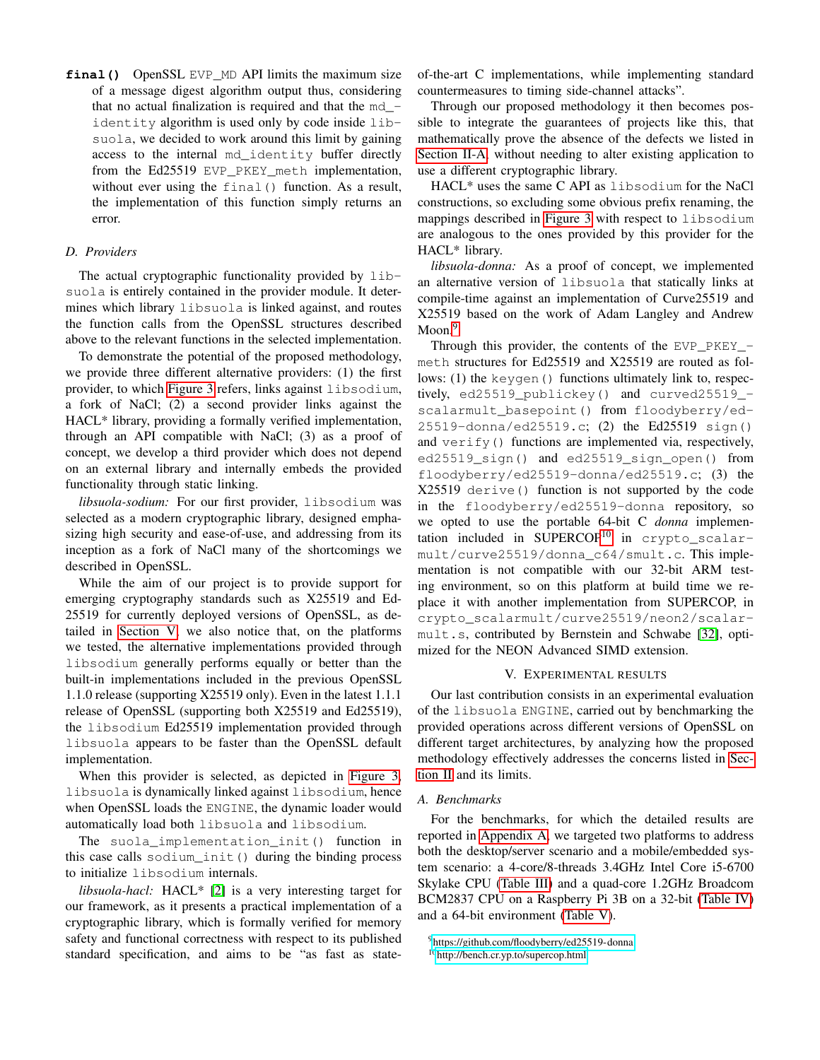**`final()`** OpenSSL `EVP_MD` API limits the maximum size of a message digest algorithm output thus, considering that no actual finalization is required and that the `md_identity` algorithm is used only by code inside `libsuola`, we decided to work around this limit by gaining access to the internal `md_identity` buffer directly from the Ed25519 `EVP_PKEY_meth` implementation, without ever using the `final()` function. As a result, the implementation of this function simply returns an error.

### D. Providers

The actual cryptographic functionality provided by `libsuola` is entirely contained in the provider module. It determines which library `libsuola` is linked against, and routes the function calls from the OpenSSL structures described above to the relevant functions in the selected implementation.

To demonstrate the potential of the proposed methodology, we provide three different alternative providers: (1) the first provider, to which Figure 3 refers, links against `libsodium`, a fork of NaCl; (2) a second provider links against the HACL* library, providing a formally verified implementation, through an API compatible with NaCl; (3) as a proof of concept, we develop a third provider which does not depend on an external library and internally embeds the provided functionality through static linking.

*libsuola-sodium:* For our first provider, `libsodium` was selected as a modern cryptographic library, designed emphasizing high security and ease-of-use, and addressing from its inception as a fork of NaCl many of the shortcomings we described in OpenSSL.

While the aim of our project is to provide support for emerging cryptography standards such as X25519 and Ed25519 for currently deployed versions of OpenSSL, as detailed in Section V, we also notice that, on the platforms we tested, the alternative implementations provided through `libsodium` generally performs equally or better than the built-in implementations included in the previous OpenSSL 1.1.0 release (supporting X25519 only). Even in the latest 1.1.1 release of OpenSSL (supporting both X25519 and Ed25519), the `libsodium` Ed25519 implementation provided through `libsuola` appears to be faster than the OpenSSL default implementation.

When this provider is selected, as depicted in Figure 3, `libsuola` is dynamically linked against `libsodium`, hence when OpenSSL loads the `ENGINE`, the dynamic loader would automatically load both `libsuola` and `libsodium`.

The `suola_implementation_init()` function in this case calls `sodium_init()` during the binding process to initialize `libsodium` internals.

*libsuola-hacl:* HACL* [2] is a very interesting target for our framework, as it presents a practical implementation of a cryptographic library, which is formally verified for memory safety and functional correctness with respect to its published standard specification, and aims to be "as fast as state-of-the-art C implementations, while implementing standard countermeasures to timing side-channel attacks".

Through our proposed methodology it then becomes possible to integrate the guarantees of projects like this, that mathematically prove the absence of the defects we listed in Section II-A, without needing to alter existing application to use a different cryptographic library.

HACL* uses the same C API as `libsodium` for the NaCl constructions, so excluding some obvious prefix renaming, the mappings described in Figure 3 with respect to `libsodium` are analogous to the ones provided by this provider for the HACL* library.

*libsuola-donna:* As a proof of concept, we implemented an alternative version of `libsuola` that statically links at compile-time against an implementation of Curve25519 and X25519 based on the work of Adam Langley and Andrew Moon.[9]

Through this provider, the contents of the `EVP_PKEY_meth` structures for Ed25519 and X25519 are routed as follows: (1) the `keygen()` functions ultimately link to, respectively, `ed25519_publickey()` and `curved25519_scalarmult_basepoint()` from `floodyberry/ed25519-donna/ed25519.c`; (2) the Ed25519 `sign()` and `verify()` functions are implemented via, respectively, `ed25519_sign()` and `ed25519_sign_open()` from `floodyberry/ed25519-donna/ed25519.c`; (3) the X25519 `derive()` function is not supported by the code in the `floodyberry/ed25519-donna` repository, so we opted to use the portable 64-bit C *donna* implementation included in SUPERCOP[10] in `crypto_scalarmult/curve25519/donna_c64/smult.c`. This implementation is not compatible with our 32-bit ARM testing environment, so on this platform at build time we replace it with another implementation from SUPERCOP, in `crypto_scalarmult/curve25519/neon2/scalarmult.s`, contributed by Bernstein and Schwabe [32], optimized for the NEON Advanced SIMD extension.

## V. Experimental Results

Our last contribution consists in an experimental evaluation of the `libsuola` `ENGINE`, carried out by benchmarking the provided operations across different versions of OpenSSL on different target architectures, by analyzing how the proposed methodology effectively addresses the concerns listed in Section II and its limits.

### A. Benchmarks

For the benchmarks, for which the detailed results are reported in Appendix A, we targeted two platforms to address both the desktop/server scenario and a mobile/embedded system scenario: a 4-core/8-threads 3.4GHz Intel Core i5-6700 Skylake CPU (Table III) and a quad-core 1.2GHz Broadcom BCM2837 CPU on a Raspberry Pi 3B on a 32-bit (Table IV) and a 64-bit environment (Table V).

[9] https://github.com/floodyberry/ed25519-donna

[10] http://bench.cr.yp.to/supercop.html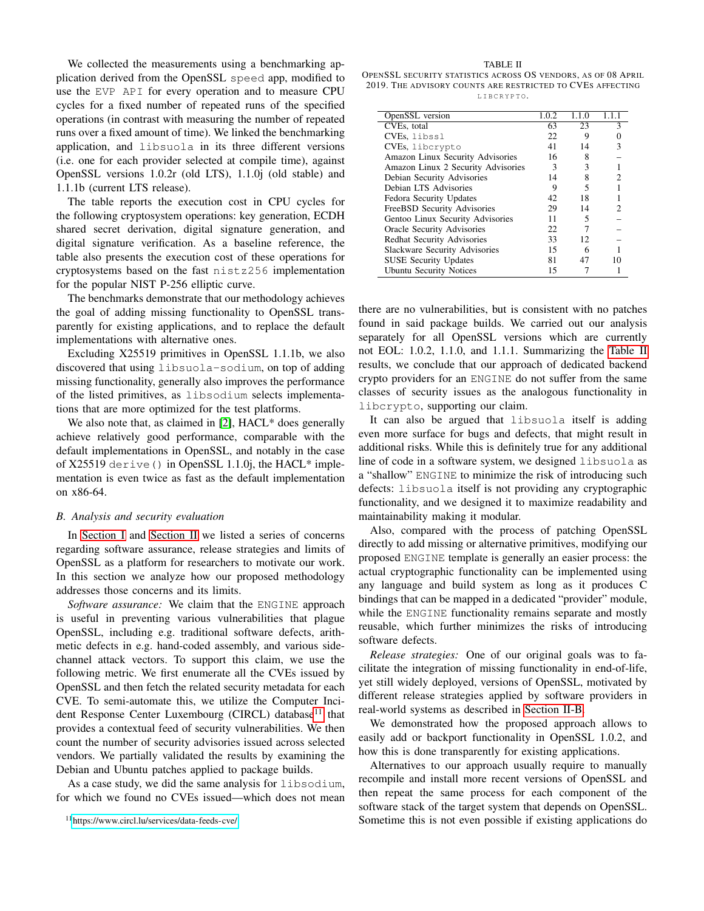We collected the measurements using a benchmarking application derived from the OpenSSL `speed` app, modified to use the `EVP API` for every operation and to measure CPU cycles for a fixed number of repeated runs of the specified operations (in contrast with measuring the number of repeated runs over a fixed amount of time). We linked the benchmarking application, and `libsuola` in its three different versions (i.e. one for each provider selected at compile time), against OpenSSL versions 1.0.2r (old LTS), 1.1.0j (old stable) and 1.1.1b (current LTS release).

The table reports the execution cost in CPU cycles for the following cryptosystem operations: key generation, ECDH shared secret derivation, digital signature generation, and digital signature verification. As a baseline reference, the table also presents the execution cost of these operations for cryptosystems based on the fast `nistz256` implementation for the popular NIST P-256 elliptic curve.

The benchmarks demonstrate that our methodology achieves the goal of adding missing functionality to OpenSSL transparently for existing applications, and to replace the default implementations with alternative ones.

Excluding X25519 primitives in OpenSSL 1.1.1b, we also discovered that using `libsuola-sodium`, on top of adding missing functionality, generally also improves the performance of the listed primitives, as `libsodium` selects implementations that are more optimized for the test platforms.

We also note that, as claimed in [2], HACL* does generally achieve relatively good performance, comparable with the default implementations in OpenSSL, and notably in the case of X25519 `derive()` in OpenSSL 1.1.0j, the HACL* implementation is even twice as fast as the default implementation on x86-64.

### B. Analysis and security evaluation

In Section I and Section II we listed a series of concerns regarding software assurance, release strategies and limits of OpenSSL as a platform for researchers to motivate our work. In this section we analyze how our proposed methodology addresses those concerns and its limits.

*Software assurance:* We claim that the `ENGINE` approach is useful in preventing various vulnerabilities that plague OpenSSL, including e.g. traditional software defects, arithmetic defects in e.g. hand-coded assembly, and various side-channel attack vectors. To support this claim, we use the following metric. We first enumerate all the CVEs issued by OpenSSL and then fetch the related security metadata for each CVE. To semi-automate this, we utilize the Computer Incident Response Center Luxembourg (CIRCL) database[11] that provides a contextual feed of security vulnerabilities. We then count the number of security advisories issued across selected vendors. We partially validated the results by examining the Debian and Ubuntu patches applied to package builds.

As a case study, we did the same analysis for `libsodium`, for which we found no CVEs issued—which does not mean there are no vulnerabilities, but is consistent with no patches found in said package builds. We carried out our analysis separately for all OpenSSL versions which are currently not EOL: 1.0.2, 1.1.0, and 1.1.1. Summarizing the Table II results, we conclude that our approach of dedicated backend crypto providers for an `ENGINE` do not suffer from the same classes of security issues as the analogous functionality in `libcrypto`, supporting our claim.

TABLE II
OpenSSL security statistics across OS vendors, as of 08 April 2019. The advisory counts are restricted to CVEs affecting `libcrypto`.

| OpenSSL version | 1.0.2 | 1.1.0 | 1.1.1 |
|---|---|---|---|
| CVEs, total | 63 | 23 | 3 |
| CVEs, `libssl` | 22 | 9 | 0 |
| CVEs, `libcrypto` | 41 | 14 | 3 |
| Amazon Linux Security Advisories | 16 | 8 | – |
| Amazon Linux 2 Security Advisories | 3 | 3 | 1 |
| Debian Security Advisories | 14 | 8 | 2 |
| Debian LTS Advisories | 9 | 5 | 1 |
| Fedora Security Updates | 42 | 18 | 1 |
| FreeBSD Security Advisories | 29 | 14 | 2 |
| Gentoo Linux Security Advisories | 11 | 5 | – |
| Oracle Security Advisories | 22 | 7 | – |
| Redhat Security Advisories | 33 | 12 | – |
| Slackware Security Advisories | 15 | 6 | 1 |
| SUSE Security Updates | 81 | 47 | 10 |
| Ubuntu Security Notices | 15 | 7 | 1 |

It can also be argued that `libsuola` itself is adding even more surface for bugs and defects, that might result in additional risks. While this is definitely true for any additional line of code in a software system, we designed `libsuola` as a "shallow" `ENGINE` to minimize the risk of introducing such defects: `libsuola` itself is not providing any cryptographic functionality, and we designed it to maximize readability and maintainability making it modular.

Also, compared with the process of patching OpenSSL directly to add missing or alternative primitives, modifying our proposed `ENGINE` template is generally an easier process: the actual cryptographic functionality can be implemented using any language and build system as long as it produces C bindings that can be mapped in a dedicated "provider" module, while the `ENGINE` functionality remains separate and mostly reusable, which further minimizes the risks of introducing software defects.

*Release strategies:* One of our original goals was to facilitate the integration of missing functionality in end-of-life, yet still widely deployed, versions of OpenSSL, motivated by different release strategies applied by software providers in real-world systems as described in Section II-B.

We demonstrated how the proposed approach allows to easily add or backport functionality in OpenSSL 1.0.2, and how this is done transparently for existing applications.

Alternatives to our approach usually require to manually recompile and install more recent versions of OpenSSL and then repeat the same process for each component of the software stack of the target system that depends on OpenSSL. Sometime this is not even possible if existing applications do

[11] https://www.circl.lu/services/data-feeds-cve/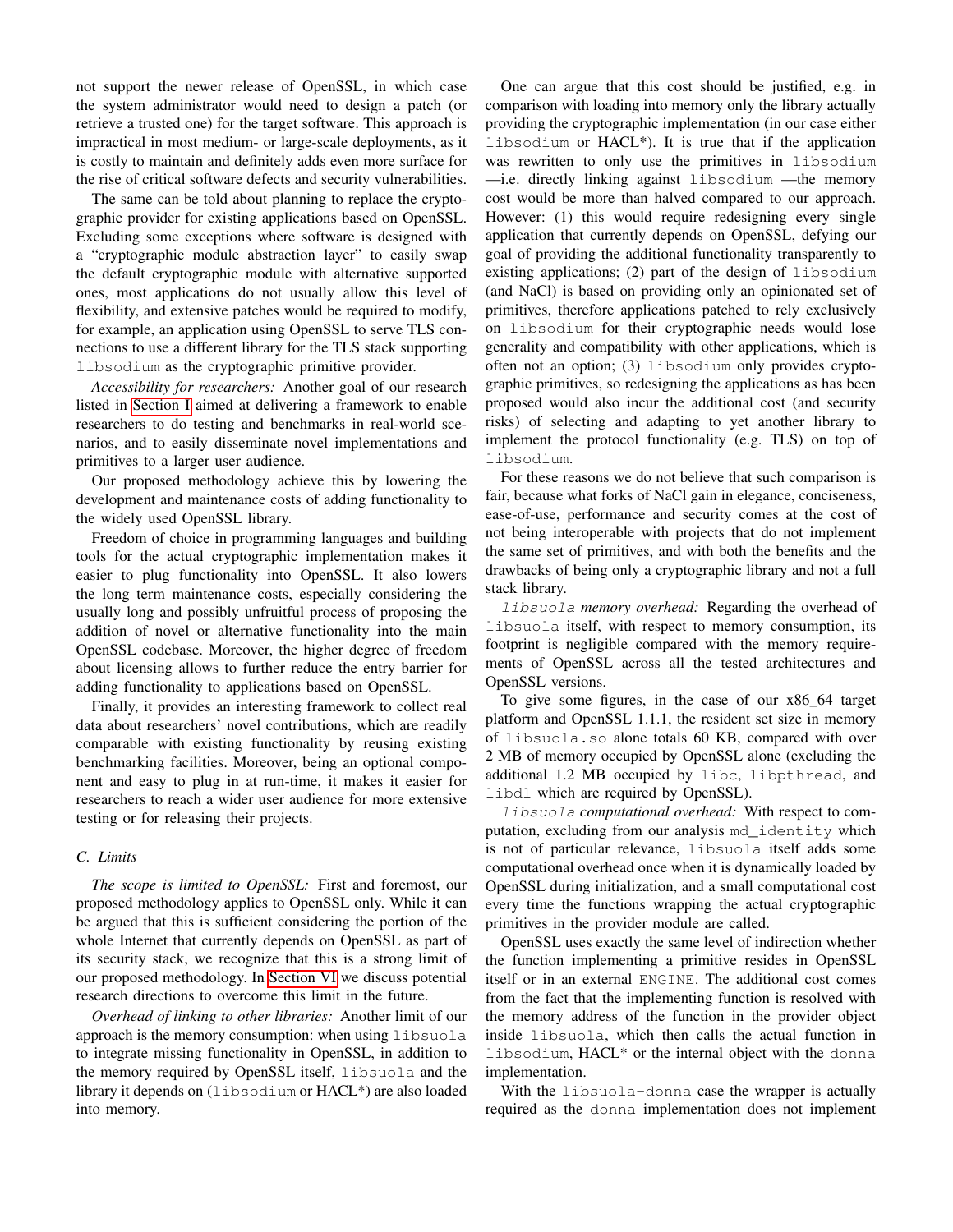not support the newer release of OpenSSL, in which case the system administrator would need to design a patch (or retrieve a trusted one) for the target software. This approach is impractical in most medium- or large-scale deployments, as it is costly to maintain and definitely adds even more surface for the rise of critical software defects and security vulnerabilities.

The same can be told about planning to replace the cryptographic provider for existing applications based on OpenSSL. Excluding some exceptions where software is designed with a "cryptographic module abstraction layer" to easily swap the default cryptographic module with alternative supported ones, most applications do not usually allow this level of flexibility, and extensive patches would be required to modify, for example, an application using OpenSSL to serve TLS connections to use a different library for the TLS stack supporting `libsodium` as the cryptographic primitive provider.

*Accessibility for researchers:* Another goal of our research listed in Section I aimed at delivering a framework to enable researchers to do testing and benchmarks in real-world scenarios, and to easily disseminate novel implementations and primitives to a larger user audience.

Our proposed methodology achieve this by lowering the development and maintenance costs of adding functionality to the widely used OpenSSL library.

Freedom of choice in programming languages and building tools for the actual cryptographic implementation makes it easier to plug functionality into OpenSSL. It also lowers the long term maintenance costs, especially considering the usually long and possibly unfruitful process of proposing the addition of novel or alternative functionality into the main OpenSSL codebase. Moreover, the higher degree of freedom about licensing allows to further reduce the entry barrier for adding functionality to applications based on OpenSSL.

Finally, it provides an interesting framework to collect real data about researchers' novel contributions, which are readily comparable with existing functionality by reusing existing benchmarking facilities. Moreover, being an optional component and easy to plug in at run-time, it makes it easier for researchers to reach a wider user audience for more extensive testing or for releasing their projects.

### C. Limits

*The scope is limited to OpenSSL:* First and foremost, our proposed methodology applies to OpenSSL only. While it can be argued that this is sufficient considering the portion of the whole Internet that currently depends on OpenSSL as part of its security stack, we recognize that this is a strong limit of our proposed methodology. In Section VI we discuss potential research directions to overcome this limit in the future.

*Overhead of linking to other libraries:* Another limit of our approach is the memory consumption: when using `libsuola` to integrate missing functionality in OpenSSL, in addition to the memory required by OpenSSL itself, `libsuola` and the library it depends on (`libsodium` or HACL*) are also loaded into memory.

One can argue that this cost should be justified, e.g. in comparison with loading into memory only the library actually providing the cryptographic implementation (in our case either `libsodium` or HACL*). It is true that if the application was rewritten to only use the primitives in `libsodium` —i.e. directly linking against `libsodium` —the memory cost would be more than halved compared to our approach. However: (1) this would require redesigning every single application that currently depends on OpenSSL, defying our goal of providing the additional functionality transparently to existing applications; (2) part of the design of `libsodium` (and NaCl) is based on providing only an opinionated set of primitives, therefore applications patched to rely exclusively on `libsodium` for their cryptographic needs would lose generality and compatibility with other applications, which is often not an option; (3) `libsodium` only provides cryptographic primitives, so redesigning the applications as has been proposed would also incur the additional cost (and security risks) of selecting and adapting to yet another library to implement the protocol functionality (e.g. TLS) on top of `libsodium`.

For these reasons we do not believe that such comparison is fair, because what forks of NaCl gain in elegance, conciseness, ease-of-use, performance and security comes at the cost of not being interoperable with projects that do not implement the same set of primitives, and with both the benefits and the drawbacks of being only a cryptographic library and not a full stack library.

*`libsuola` memory overhead:* Regarding the overhead of `libsuola` itself, with respect to memory consumption, its footprint is negligible compared with the memory requirements of OpenSSL across all the tested architectures and OpenSSL versions.

To give some figures, in the case of our x86_64 target platform and OpenSSL 1.1.1, the resident set size in memory of `libsuola.so` alone totals 60 KB, compared with over 2 MB of memory occupied by OpenSSL alone (excluding the additional 1.2 MB occupied by `libc`, `libpthread`, and `libdl` which are required by OpenSSL).

*`libsuola` computational overhead:* With respect to computation, excluding from our analysis `md_identity` which is not of particular relevance, `libsuola` itself adds some computational overhead once when it is dynamically loaded by OpenSSL during initialization, and a small computational cost every time the functions wrapping the actual cryptographic primitives in the provider module are called.

OpenSSL uses exactly the same level of indirection whether the function implementing a primitive resides in OpenSSL itself or in an external `ENGINE`. The additional cost comes from the fact that the implementing function is resolved with the memory address of the function in the provider object inside `libsuola`, which then calls the actual function in `libsodium`, HACL* or the internal object with the `donna` implementation.

With the `libsuola-donna` case the wrapper is actually required as the `donna` implementation does not implement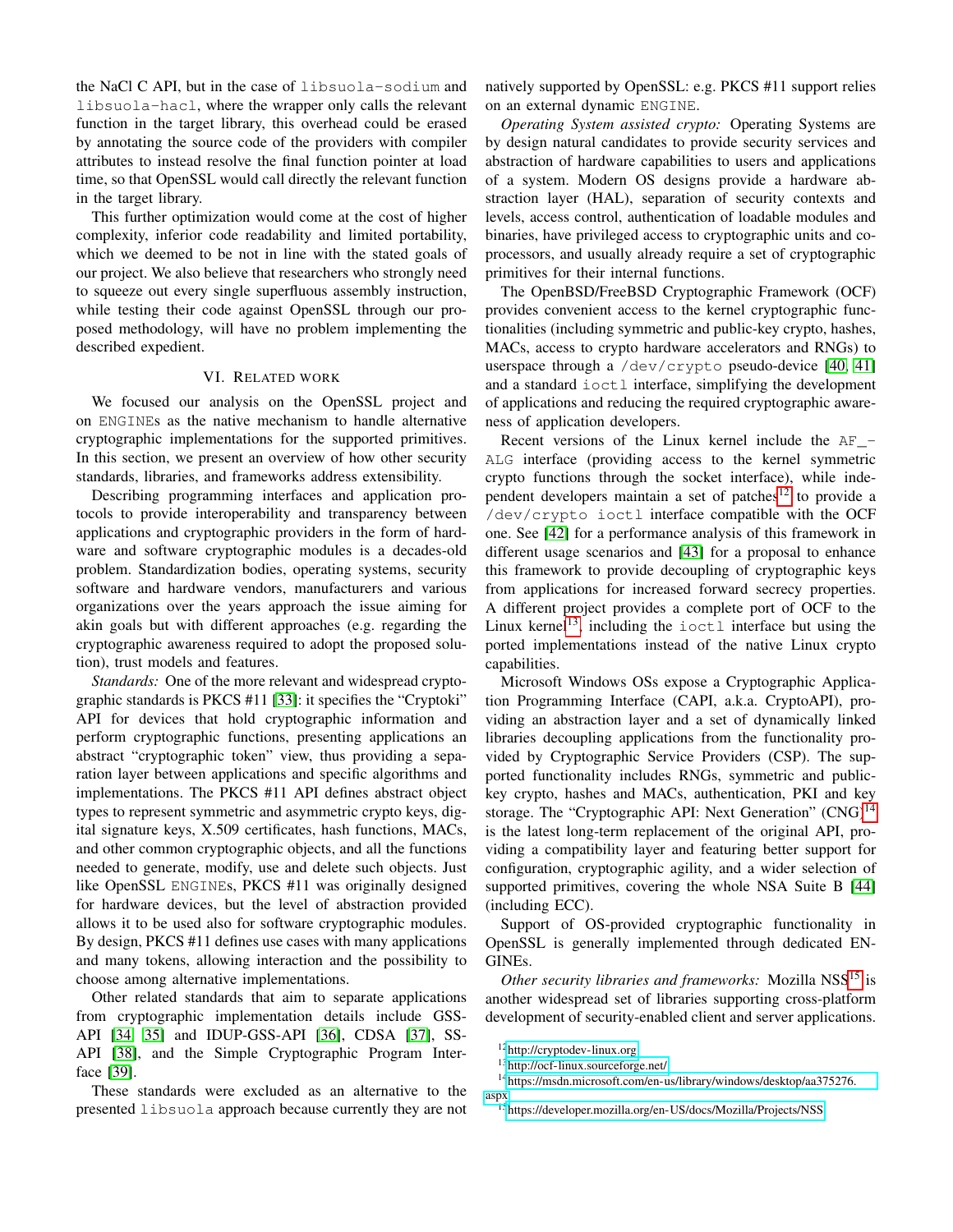the NaCl C API, but in the case of `libsuola-sodium` and `libsuola-hacl`, where the wrapper only calls the relevant function in the target library, this overhead could be erased by annotating the source code of the providers with compiler attributes to instead resolve the final function pointer at load time, so that OpenSSL would call directly the relevant function in the target library.

This further optimization would come at the cost of higher complexity, inferior code readability and limited portability, which we deemed to be not in line with the stated goals of our project. We also believe that researchers who strongly need to squeeze out every single superfluous assembly instruction, while testing their code against OpenSSL through our proposed methodology, will have no problem implementing the described expedient.

## VI. Related work

We focused our analysis on the OpenSSL project and on `ENGINE`s as the native mechanism to handle alternative cryptographic implementations for the supported primitives. In this section, we present an overview of how other security standards, libraries, and frameworks address extensibility.

Describing programming interfaces and application protocols to provide interoperability and transparency between applications and cryptographic providers in the form of hardware and software cryptographic modules is a decades-old problem. Standardization bodies, operating systems, security software and hardware vendors, manufacturers and various organizations over the years approach the issue aiming for akin goals but with different approaches (e.g. regarding the cryptographic awareness required to adopt the proposed solution), trust models and features.

*Standards:* One of the more relevant and widespread cryptographic standards is PKCS #11 [33]: it specifies the "Cryptoki" API for devices that hold cryptographic information and perform cryptographic functions, presenting applications an abstract "cryptographic token" view, thus providing a separation layer between applications and specific algorithms and implementations. The PKCS #11 API defines abstract object types to represent symmetric and asymmetric crypto keys, digital signature keys, X.509 certificates, hash functions, MACs, and other common cryptographic objects, and all the functions needed to generate, modify, use and delete such objects. Just like OpenSSL `ENGINE`s, PKCS #11 was originally designed for hardware devices, but the level of abstraction provided allows it to be used also for software cryptographic modules. By design, PKCS #11 defines use cases with many applications and many tokens, allowing interaction and the possibility to choose among alternative implementations.

Other related standards that aim to separate applications from cryptographic implementation details include GSS-API [34], [35] and IDUP-GSS-API [36], CDSA [37], SS-API [38], and the Simple Cryptographic Program Interface [39].

These standards were excluded as an alternative to the presented `libsuola` approach because currently they are not natively supported by OpenSSL: e.g. PKCS #11 support relies on an external dynamic `ENGINE`.

*Operating System assisted crypto:* Operating Systems are by design natural candidates to provide security services and abstraction of hardware capabilities to users and applications of a system. Modern OS designs provide a hardware abstraction layer (HAL), separation of security contexts and levels, access control, authentication of loadable modules and binaries, have privileged access to cryptographic units and coprocessors, and usually already require a set of cryptographic primitives for their internal functions.

The OpenBSD/FreeBSD Cryptographic Framework (OCF) provides convenient access to the kernel cryptographic functionalities (including symmetric and public-key crypto, hashes, MACs, access to crypto hardware accelerators and RNGs) to userspace through a `/dev/crypto` pseudo-device [40], [41] and a standard `ioctl` interface, simplifying the development of applications and reducing the required cryptographic awareness of application developers.

Recent versions of the Linux kernel include the `AF_ALG` interface (providing access to the kernel symmetric crypto functions through the socket interface), while independent developers maintain a set of patches[12] to provide a `/dev/crypto ioctl` interface compatible with the OCF one. See [42] for a performance analysis of this framework in different usage scenarios and [43] for a proposal to enhance this framework to provide decoupling of cryptographic keys from applications for increased forward secrecy properties. A different project provides a complete port of OCF to the Linux kernel[13], including the `ioctl` interface but using the ported implementations instead of the native Linux crypto capabilities.

Microsoft Windows OSs expose a Cryptographic Application Programming Interface (CAPI, a.k.a. CryptoAPI), providing an abstraction layer and a set of dynamically linked libraries decoupling applications from the functionality provided by Cryptographic Service Providers (CSP). The supported functionality includes RNGs, symmetric and public-key crypto, hashes and MACs, authentication, PKI and key storage. The "Cryptographic API: Next Generation" (CNG)[14] is the latest long-term replacement of the original API, providing a compatibility layer and featuring better support for configuration, cryptographic agility, and a wider selection of supported primitives, covering the whole NSA Suite B [44] (including ECC).

Support of OS-provided cryptographic functionality in OpenSSL is generally implemented through dedicated ENGINEs.

*Other security libraries and frameworks:* Mozilla NSS[15] is another widespread set of libraries supporting cross-platform development of security-enabled client and server applications.

[12] http://cryptodev-linux.org

[13] http://ocf-linux.sourceforge.net/

[14] https://msdn.microsoft.com/en-us/library/windows/desktop/aa375276.aspx

[15] https://developer.mozilla.org/en-US/docs/Mozilla/Projects/NSS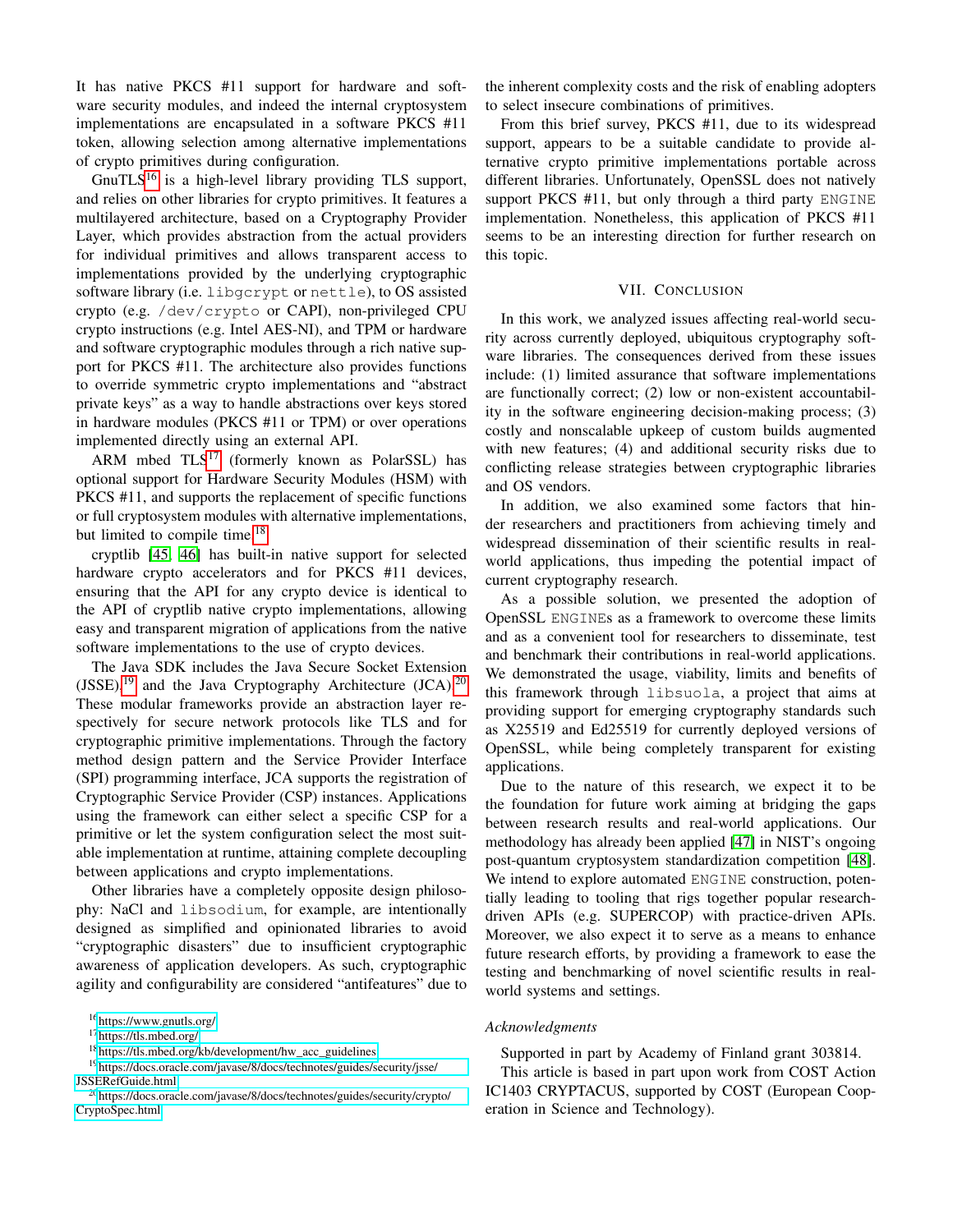It has native PKCS #11 support for hardware and software security modules, and indeed the internal cryptosystem implementations are encapsulated in a software PKCS #11 token, allowing selection among alternative implementations of crypto primitives during configuration.

GnuTLS[16] is a high-level library providing TLS support, and relies on other libraries for crypto primitives. It features a multilayered architecture, based on a Cryptography Provider Layer, which provides abstraction from the actual providers for individual primitives and allows transparent access to implementations provided by the underlying cryptographic software library (i.e. `libgcrypt` or `nettle`), to OS assisted crypto (e.g. `/dev/crypto` or CAPI), non-privileged CPU crypto instructions (e.g. Intel AES-NI), and TPM or hardware and software cryptographic modules through a rich native support for PKCS #11. The architecture also provides functions to override symmetric crypto implementations and "abstract private keys" as a way to handle abstractions over keys stored in hardware modules (PKCS #11 or TPM) or over operations implemented directly using an external API.

ARM mbed TLS[17] (formerly known as PolarSSL) has optional support for Hardware Security Modules (HSM) with PKCS #11, and supports the replacement of specific functions or full cryptosystem modules with alternative implementations, but limited to compile time.[18]

cryptlib [45, 46] has built-in native support for selected hardware crypto accelerators and for PKCS #11 devices, ensuring that the API for any crypto device is identical to the API of cryptlib native crypto implementations, allowing easy and transparent migration of applications from the native software implementations to the use of crypto devices.

The Java SDK includes the Java Secure Socket Extension (JSSE)[19] and the Java Cryptography Architecture (JCA).[20] These modular frameworks provide an abstraction layer respectively for secure network protocols like TLS and for cryptographic primitive implementations. Through the factory method design pattern and the Service Provider Interface (SPI) programming interface, JCA supports the registration of Cryptographic Service Provider (CSP) instances. Applications using the framework can either select a specific CSP for a primitive or let the system configuration select the most suitable implementation at runtime, attaining complete decoupling between applications and crypto implementations.

Other libraries have a completely opposite design philosophy: NaCl and `libsodium`, for example, are intentionally designed as simplified and opinionated libraries to avoid "cryptographic disasters" due to insufficient cryptographic awareness of application developers. As such, cryptographic agility and configurability are considered "antifeatures" due to the inherent complexity costs and the risk of enabling adopters to select insecure combinations of primitives.

From this brief survey, PKCS #11, due to its widespread support, appears to be a suitable candidate to provide alternative crypto primitive implementations portable across different libraries. Unfortunately, OpenSSL does not natively support PKCS #11, but only through a third party `ENGINE` implementation. Nonetheless, this application of PKCS #11 seems to be an interesting direction for further research on this topic.

## VII. Conclusion

In this work, we analyzed issues affecting real-world security across currently deployed, ubiquitous cryptography software libraries. The consequences derived from these issues include: (1) limited assurance that software implementations are functionally correct; (2) low or non-existent accountability in the software engineering decision-making process; (3) costly and nonscalable upkeep of custom builds augmented with new features; (4) and additional security risks due to conflicting release strategies between cryptographic libraries and OS vendors.

In addition, we also examined some factors that hinder researchers and practitioners from achieving timely and widespread dissemination of their scientific results in real-world applications, thus impeding the potential impact of current cryptography research.

As a possible solution, we presented the adoption of OpenSSL `ENGINE`s as a framework to overcome these limits and as a convenient tool for researchers to disseminate, test and benchmark their contributions in real-world applications. We demonstrated the usage, viability, limits and benefits of this framework through `libsuola`, a project that aims at providing support for emerging cryptography standards such as X25519 and Ed25519 for currently deployed versions of OpenSSL, while being completely transparent for existing applications.

Due to the nature of this research, we expect it to be the foundation for future work aiming at bridging the gaps between research results and real-world applications. Our methodology has already been applied [47] in NIST's ongoing post-quantum cryptosystem standardization competition [48]. We intend to explore automated `ENGINE` construction, potentially leading to tooling that rigs together popular research-driven APIs (e.g. SUPERCOP) with practice-driven APIs. Moreover, we also expect it to serve as a means to enhance future research efforts, by providing a framework to ease the testing and benchmarking of novel scientific results in real-world systems and settings.

### *Acknowledgments*

Supported in part by Academy of Finland grant 303814.

This article is based in part upon work from COST Action IC1403 CRYPTACUS, supported by COST (European Cooperation in Science and Technology).

---

[16] https://www.gnutls.org/

[17] https://tls.mbed.org/

[18] https://tls.mbed.org/kb/development/hw_acc_guidelines

[19] https://docs.oracle.com/javase/8/docs/technotes/guides/security/jsse/JSSERefGuide.html

[20] https://docs.oracle.com/javase/8/docs/technotes/guides/security/crypto/CryptoSpec.html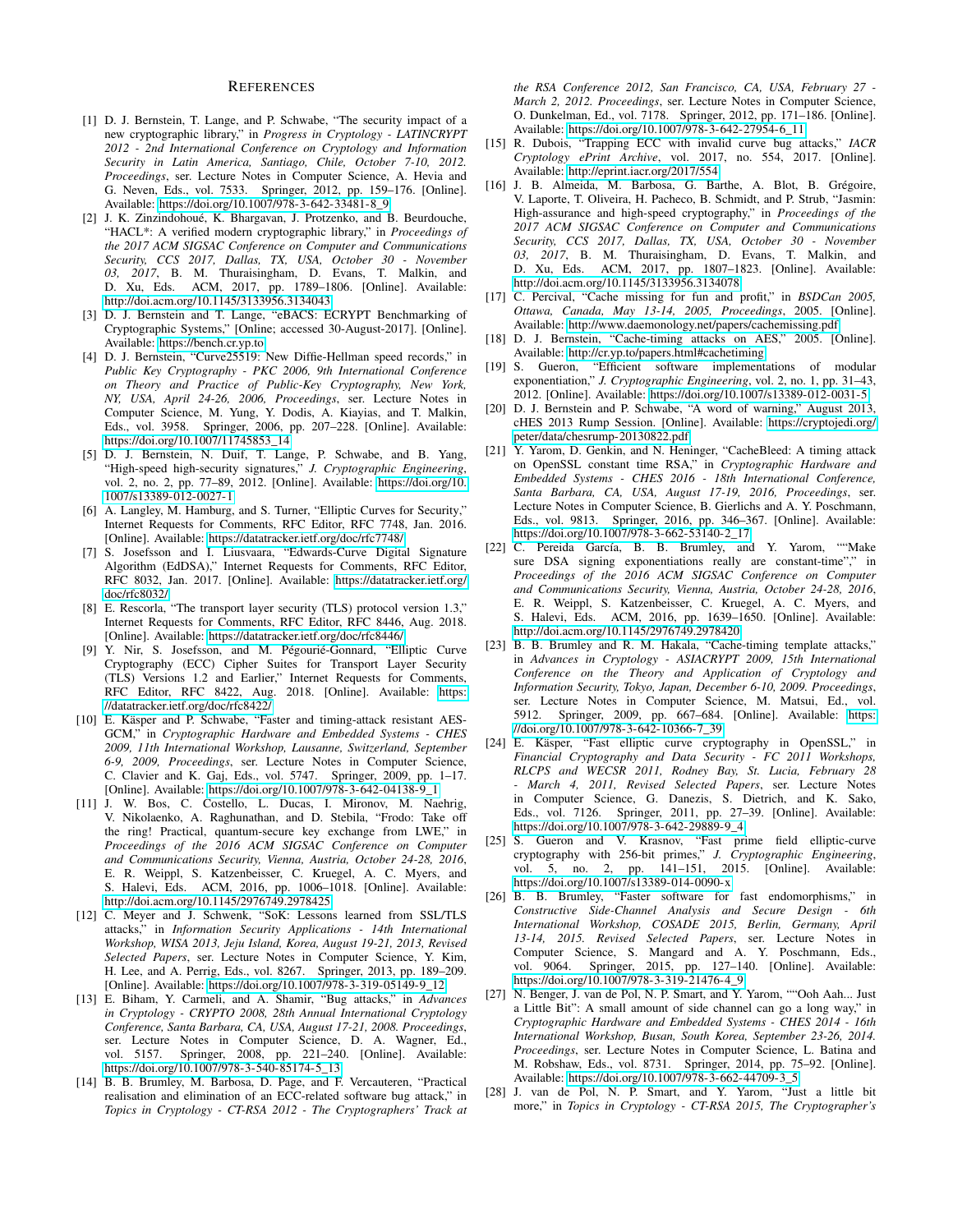# References

[1] D. J. Bernstein, T. Lange, and P. Schwabe, "The security impact of a new cryptographic library," in *Progress in Cryptology - LATINCRYPT 2012 - 2nd International Conference on Cryptology and Information Security in Latin America, Santiago, Chile, October 7-10, 2012. Proceedings*, ser. Lecture Notes in Computer Science, A. Hevia and G. Neven, Eds., vol. 7533. Springer, 2012, pp. 159–176. [Online]. Available: https://doi.org/10.1007/978-3-642-33481-8_9

[2] J. K. Zinzindohoué, K. Bhargavan, J. Protzenko, and B. Beurdouche, "HACL*: A verified modern cryptographic library," in *Proceedings of the 2017 ACM SIGSAC Conference on Computer and Communications Security, CCS 2017, Dallas, TX, USA, October 30 - November 03, 2017*, B. M. Thuraisingham, D. Evans, T. Malkin, and D. Xu, Eds. ACM, 2017, pp. 1789–1806. [Online]. Available: http://doi.acm.org/10.1145/3133956.3134043

[3] D. J. Bernstein and T. Lange, "eBACS: ECRYPT Benchmarking of Cryptographic Systems," [Online; accessed 30-August-2017]. [Online]. Available: https://bench.cr.yp.to

[4] D. J. Bernstein, "Curve25519: New Diffie-Hellman speed records," in *Public Key Cryptography - PKC 2006, 9th International Conference on Theory and Practice of Public-Key Cryptography, New York, NY, USA, April 24-26, 2006, Proceedings*, ser. Lecture Notes in Computer Science, M. Yung, Y. Dodis, A. Kiayias, and T. Malkin, Eds., vol. 3958. Springer, 2006, pp. 207–228. [Online]. Available: https://doi.org/10.1007/11745853_14

[5] D. J. Bernstein, N. Duif, T. Lange, P. Schwabe, and B. Yang, "High-speed high-security signatures," *J. Cryptographic Engineering*, vol. 2, no. 2, pp. 77–89, 2012. [Online]. Available: https://doi.org/10.1007/s13389-012-0027-1

[6] A. Langley, M. Hamburg, and S. Turner, "Elliptic Curves for Security," Internet Requests for Comments, RFC Editor, RFC 7748, Jan. 2016. [Online]. Available: https://datatracker.ietf.org/doc/rfc7748/

[7] S. Josefsson and I. Liusvaara, "Edwards-Curve Digital Signature Algorithm (EdDSA)," Internet Requests for Comments, RFC Editor, RFC 8032, Jan. 2017. [Online]. Available: https://datatracker.ietf.org/doc/rfc8032/

[8] E. Rescorla, "The transport layer security (TLS) protocol version 1.3," Internet Requests for Comments, RFC Editor, RFC 8446, Aug. 2018. [Online]. Available: https://datatracker.ietf.org/doc/rfc8446/

[9] Y. Nir, S. Josefsson, and M. Pégourié-Gonnard, "Elliptic Curve Cryptography (ECC) Cipher Suites for Transport Layer Security (TLS) Versions 1.2 and Earlier," Internet Requests for Comments, RFC Editor, RFC 8422, Aug. 2018. [Online]. Available: https://datatracker.ietf.org/doc/rfc8422/

[10] E. Käsper and P. Schwabe, "Faster and timing-attack resistant AES-GCM," in *Cryptographic Hardware and Embedded Systems - CHES 2009, 11th International Workshop, Lausanne, Switzerland, September 6-9, 2009, Proceedings*, ser. Lecture Notes in Computer Science, C. Clavier and K. Gaj, Eds., vol. 5747. Springer, 2009, pp. 1–17. [Online]. Available: https://doi.org/10.1007/978-3-642-04138-9_1

[11] J. W. Bos, C. Costello, L. Ducas, I. Mironov, M. Naehrig, V. Nikolaenko, A. Raghunathan, and D. Stebila, "Frodo: Take off the ring! Practical, quantum-secure key exchange from LWE," in *Proceedings of the 2016 ACM SIGSAC Conference on Computer and Communications Security, Vienna, Austria, October 24-28, 2016*, E. R. Weippl, S. Katzenbeisser, C. Kruegel, A. C. Myers, and S. Halevi, Eds. ACM, 2016, pp. 1006–1018. [Online]. Available: http://doi.acm.org/10.1145/2976749.2978425

[12] C. Meyer and J. Schwenk, "SoK: Lessons learned from SSL/TLS attacks," in *Information Security Applications - 14th International Workshop, WISA 2013, Jeju Island, Korea, August 19-21, 2013, Revised Selected Papers*, ser. Lecture Notes in Computer Science, Y. Kim, H. Lee, and A. Perrig, Eds., vol. 8267. Springer, 2013, pp. 189–209. [Online]. Available: https://doi.org/10.1007/978-3-319-05149-9_12

[13] E. Biham, Y. Carmeli, and A. Shamir, "Bug attacks," in *Advances in Cryptology - CRYPTO 2008, 28th Annual International Cryptology Conference, Santa Barbara, CA, USA, August 17-21, 2008. Proceedings*, ser. Lecture Notes in Computer Science, D. A. Wagner, Ed., vol. 5157. Springer, 2008, pp. 221–240. [Online]. Available: https://doi.org/10.1007/978-3-540-85174-5_13

[14] B. B. Brumley, M. Barbosa, D. Page, and F. Vercauteren, "Practical realisation and elimination of an ECC-related software bug attack," in *Topics in Cryptology - CT-RSA 2012 - The Cryptographers' Track at the RSA Conference 2012, San Francisco, CA, USA, February 27 - March 2, 2012. Proceedings*, ser. Lecture Notes in Computer Science, O. Dunkelman, Ed., vol. 7178. Springer, 2012, pp. 171–186. [Online]. Available: https://doi.org/10.1007/978-3-642-27954-6_11

[15] R. Dubois, "Trapping ECC with invalid curve bug attacks," *IACR Cryptology ePrint Archive*, vol. 2017, no. 554, 2017. [Online]. Available: http://eprint.iacr.org/2017/554

[16] J. B. Almeida, M. Barbosa, G. Barthe, A. Blot, B. Grégoire, V. Laporte, T. Oliveira, H. Pacheco, B. Schmidt, and P. Strub, "Jasmin: High-assurance and high-speed cryptography," in *Proceedings of the 2017 ACM SIGSAC Conference on Computer and Communications Security, CCS 2017, Dallas, TX, USA, October 30 - November 03, 2017*, B. M. Thuraisingham, D. Evans, T. Malkin, and D. Xu, Eds. ACM, 2017, pp. 1807–1823. [Online]. Available: http://doi.acm.org/10.1145/3133956.3134078

[17] C. Percival, "Cache missing for fun and profit," in *BSDCan 2005, Ottawa, Canada, May 13-14, 2005, Proceedings*, 2005. [Online]. Available: http://www.daemonology.net/papers/cachemissing.pdf

[18] D. J. Bernstein, "Cache-timing attacks on AES," 2005. [Online]. Available: http://cr.yp.to/papers.html#cachetiming

[19] S. Gueron, "Efficient software implementations of modular exponentiation," *J. Cryptographic Engineering*, vol. 2, no. 1, pp. 31–43, 2012. [Online]. Available: https://doi.org/10.1007/s13389-012-0031-5

[20] D. J. Bernstein and P. Schwabe, "A word of warning," August 2013, cHES 2013 Rump Session. [Online]. Available: https://cryptojedi.org/peter/data/chesrump-20130822.pdf

[21] Y. Yarom, D. Genkin, and N. Heninger, "CacheBleed: A timing attack on OpenSSL constant time RSA," in *Cryptographic Hardware and Embedded Systems - CHES 2016 - 18th International Conference, Santa Barbara, CA, USA, August 17-19, 2016, Proceedings*, ser. Lecture Notes in Computer Science, B. Gierlichs and A. Y. Poschmann, Eds., vol. 9813. Springer, 2016, pp. 346–367. [Online]. Available: https://doi.org/10.1007/978-3-662-53140-2_17

[22] C. Pereida García, B. B. Brumley, and Y. Yarom, ""Make sure DSA signing exponentiations really are constant-time"," in *Proceedings of the 2016 ACM SIGSAC Conference on Computer and Communications Security, Vienna, Austria, October 24-28, 2016*, E. R. Weippl, S. Katzenbeisser, C. Kruegel, A. C. Myers, and S. Halevi, Eds. ACM, 2016, pp. 1639–1650. [Online]. Available: http://doi.acm.org/10.1145/2976749.2978420

[23] B. B. Brumley and R. M. Hakala, "Cache-timing template attacks," in *Advances in Cryptology - ASIACRYPT 2009, 15th International Conference on the Theory and Application of Cryptology and Information Security, Tokyo, Japan, December 6-10, 2009. Proceedings*, ser. Lecture Notes in Computer Science, M. Matsui, Ed., vol. 5912. Springer, 2009, pp. 667–684. [Online]. Available: https://doi.org/10.1007/978-3-642-10366-7_39

[24] E. Käsper, "Fast elliptic curve cryptography in OpenSSL," in *Financial Cryptography and Data Security - FC 2011 Workshops, RLCPS and WECSR 2011, Rodney Bay, St. Lucia, February 28 - March 4, 2011, Revised Selected Papers*, ser. Lecture Notes in Computer Science, G. Danezis, S. Dietrich, and K. Sako, Eds., vol. 7126. Springer, 2011, pp. 27–39. [Online]. Available: https://doi.org/10.1007/978-3-642-29889-9_4

[25] S. Gueron and V. Krasnov, "Fast prime field elliptic-curve cryptography with 256-bit primes," *J. Cryptographic Engineering*, vol. 5, no. 2, pp. 141–151, 2015. [Online]. Available: https://doi.org/10.1007/s13389-014-0090-x

[26] B. B. Brumley, "Faster software for fast endomorphisms," in *Constructive Side-Channel Analysis and Secure Design - 6th International Workshop, COSADE 2015, Berlin, Germany, April 13-14, 2015. Revised Selected Papers*, ser. Lecture Notes in Computer Science, S. Mangard and A. Y. Poschmann, Eds., vol. 9064. Springer, 2015, pp. 127–140. [Online]. Available: https://doi.org/10.1007/978-3-319-21476-4_9

[27] N. Benger, J. van de Pol, N. P. Smart, and Y. Yarom, ""Ooh Aah... Just a Little Bit": A small amount of side channel can go a long way," in *Cryptographic Hardware and Embedded Systems - CHES 2014 - 16th International Workshop, Busan, South Korea, September 23-26, 2014. Proceedings*, ser. Lecture Notes in Computer Science, L. Batina and M. Robshaw, Eds., vol. 8731. Springer, 2014, pp. 75–92. [Online]. Available: https://doi.org/10.1007/978-3-662-44709-3_5

[28] J. van de Pol, N. P. Smart, and Y. Yarom, "Just a little bit more," in *Topics in Cryptology - CT-RSA 2015, The Cryptographer's*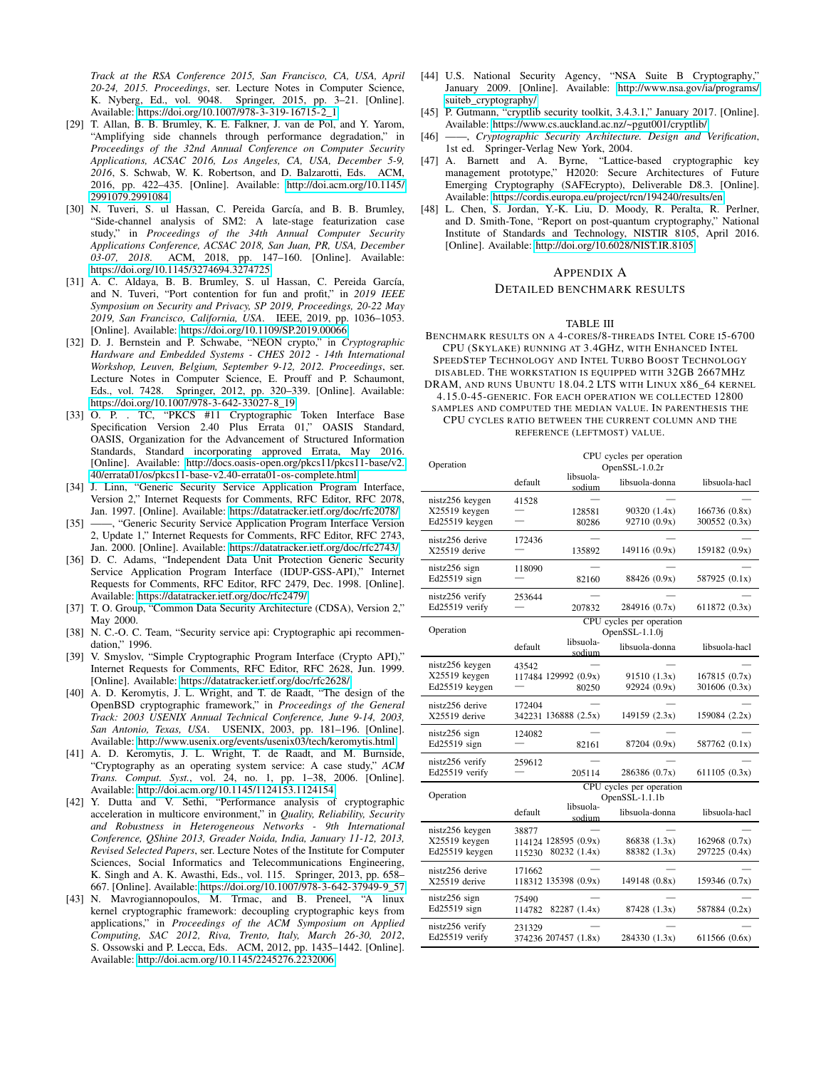Track at the RSA Conference 2015, San Francisco, CA, USA, April 20-24, 2015. Proceedings*, ser. Lecture Notes in Computer Science, K. Nyberg, Ed., vol. 9048. Springer, 2015, pp. 3–21. [Online]. Available: https://doi.org/10.1007/978-3-319-16715-2_1

[29] T. Allan, B. B. Brumley, K. E. Falkner, J. van de Pol, and Y. Yarom, "Amplifying side channels through performance degradation," in *Proceedings of the 32nd Annual Conference on Computer Security Applications, ACSAC 2016, Los Angeles, CA, USA, December 5-9, 2016*, S. Schwab, W. K. Robertson, and D. Balzarotti, Eds. ACM, 2016, pp. 422–435. [Online]. Available: http://doi.acm.org/10.1145/2991079.2991084

[30] N. Tuveri, S. ul Hassan, C. Pereida García, and B. B. Brumley, "Side-channel analysis of SM2: A late-stage featurization case study," in *Proceedings of the 34th Annual Computer Security Applications Conference, ACSAC 2018, San Juan, PR, USA, December 03-07, 2018*. ACM, 2018, pp. 147–160. [Online]. Available: https://doi.org/10.1145/3274694.3274725

[31] A. C. Aldaya, B. B. Brumley, S. ul Hassan, C. Pereida García, and N. Tuveri, "Port contention for fun and profit," in *2019 IEEE Symposium on Security and Privacy, SP 2019, Proceedings, 20-22 May 2019, San Francisco, California, USA*. IEEE, 2019, pp. 1036–1053. [Online]. Available: https://doi.org/10.1109/SP.2019.00066

[32] D. J. Bernstein and P. Schwabe, "NEON crypto," in *Cryptographic Hardware and Embedded Systems - CHES 2012 - 14th International Workshop, Leuven, Belgium, September 9-12, 2012. Proceedings*, ser. Lecture Notes in Computer Science, E. Prouff and P. Schaumont, Eds., vol. 7428. Springer, 2012, pp. 320–339. [Online]. Available: https://doi.org/10.1007/978-3-642-33027-8_19

[33] O. P. . TC, "PKCS #11 Cryptographic Token Interface Base Specification Version 2.40 Plus Errata 01," OASIS Standard, OASIS, Organization for the Advancement of Structured Information Standards, Standard incorporating approved Errata, May 2016. [Online]. Available: http://docs.oasis-open.org/pkcs11/pkcs11-base/v2.40/errata01/os/pkcs11-base-v2.40-errata01-os-complete.html

[34] J. Linn, "Generic Security Service Application Program Interface, Version 2," Internet Requests for Comments, RFC Editor, RFC 2078, Jan. 1997. [Online]. Available: https://datatracker.ietf.org/doc/rfc2078/

[35] ——, "Generic Security Service Application Program Interface Version 2, Update 1," Internet Requests for Comments, RFC Editor, RFC 2743, Jan. 2000. [Online]. Available: https://datatracker.ietf.org/doc/rfc2743/

[36] D. C. Adams, "Independent Data Unit Protection Generic Security Service Application Program Interface (IDUP-GSS-API)," Internet Requests for Comments, RFC Editor, RFC 2479, Dec. 1998. [Online]. Available: https://datatracker.ietf.org/doc/rfc2479/

[37] T. O. Group, "Common Data Security Architecture (CDSA), Version 2," May 2000.

[38] N. C.-O. C. Team, "Security service api: Cryptographic api recommendation," 1996.

[39] V. Smyslov, "Simple Cryptographic Program Interface (Crypto API)," Internet Requests for Comments, RFC Editor, RFC 2628, Jun. 1999. [Online]. Available: https://datatracker.ietf.org/doc/rfc2628/

[40] A. D. Keromytis, J. L. Wright, and T. de Raadt, "The design of the OpenBSD cryptographic framework," in *Proceedings of the General Track: 2003 USENIX Annual Technical Conference, June 9-14, 2003, San Antonio, Texas, USA*. USENIX, 2003, pp. 181–196. [Online]. Available: http://www.usenix.org/events/usenix03/tech/keromytis.html

[41] A. D. Keromytis, J. L. Wright, T. de Raadt, and M. Burnside, "Cryptography as an operating system service: A case study," *ACM Trans. Comput. Syst.*, vol. 24, no. 1, pp. 1–38, 2006. [Online]. Available: http://doi.acm.org/10.1145/1124153.1124154

[42] Y. Dutta and V. Sethi, "Performance analysis of cryptographic acceleration in multicore environment," in *Quality, Reliability, Security and Robustness in Heterogeneous Networks - 9th International Conference, QShine 2013, Greader Noida, India, January 11-12, 2013, Revised Selected Papers*, ser. Lecture Notes of the Institute for Computer Sciences, Social Informatics and Telecommunications Engineering, K. Singh and A. K. Awasthi, Eds., vol. 115. Springer, 2013, pp. 658–667. [Online]. Available: https://doi.org/10.1007/978-3-642-37949-9_57

[43] N. Mavrogiannopoulos, M. Trmac, and B. Preneel, "A linux kernel cryptographic framework: decoupling cryptographic keys from applications," in *Proceedings of the ACM Symposium on Applied Computing, SAC 2012, Riva, Trento, Italy, March 26-30, 2012*, S. Ossowski and P. Lecca, Eds. ACM, 2012, pp. 1435–1442. [Online]. Available: http://doi.acm.org/10.1145/2245276.2232006

[44] U.S. National Security Agency, "NSA Suite B Cryptography," January 2009. [Online]. Available: http://www.nsa.gov/ia/programs/suiteb_cryptography/

[45] P. Gutmann, "cryptlib security toolkit, 3.4.3.1," January 2017. [Online]. Available: https://www.cs.auckland.ac.nz/~pgut001/cryptlib/

[46] ——, *Cryptographic Security Architecture. Design and Verification*, 1st ed. Springer-Verlag New York, 2004.

[47] A. Barnett and A. Byrne, "Lattice-based cryptographic key management prototype," H2020: Secure Architectures of Future Emerging Cryptography (SAFEcrypto), Deliverable D8.3. [Online]. Available: https://cordis.europa.eu/project/rcn/194240/results/en

[48] L. Chen, S. Jordan, Y.-K. Liu, D. Moody, R. Peralta, R. Perlner, and D. Smith-Tone, "Report on post-quantum cryptography," National Institute of Standards and Technology, NISTIR 8105, April 2016. [Online]. Available: http://doi.org/10.6028/NIST.IR.8105

# Appendix A
## Detailed benchmark results

TABLE III

Benchmark results on a 4-cores/8-threads Intel Core i5-6700 CPU (Skylake) running at 3.4GHz, with Enhanced Intel SpeedStep Technology and Intel Turbo Boost Technology disabled. The workstation is equipped with 32GB 2667MHz DRAM, and runs Ubuntu 18.04.2 LTS with Linux x86_64 kernel 4.15.0-45-generic. For each operation we collected 12800 samples and computed the median value. In parenthesis the CPU cycles ratio between the current column and the reference (leftmost) value.

| Operation | CPU cycles per operation OpenSSL-1.0.2r | | | |
|---|---|---|---|---|
| | default | libsuola-sodium | libsuola-donna | libsuola-hacl |
| nistz256 keygen | 41528 | — | — | — |
| X25519 keygen | — | 128581 | 90320 (1.4x) | 166736 (0.8x) |
| Ed25519 keygen | — | 80286 | 92710 (0.9x) | 300552 (0.3x) |
| nistz256 derive | 172436 | — | — | — |
| X25519 derive | — | 135892 | 149116 (0.9x) | 159182 (0.9x) |
| nistz256 sign | 118090 | — | — | — |
| Ed25519 sign | — | 82160 | 88426 (0.9x) | 587925 (0.1x) |
| nistz256 verify | 253644 | — | — | — |
| Ed25519 verify | — | 207832 | 284916 (0.7x) | 611872 (0.3x) |

| Operation | CPU cycles per operation OpenSSL-1.1.0j | | | |
|---|---|---|---|---|
| | default | libsuola-sodium | libsuola-donna | libsuola-hacl |
| nistz256 keygen | 43542 | — | — | — |
| X25519 keygen | 117484 | 129992 (0.9x) | 91510 (1.3x) | 167815 (0.7x) |
| Ed25519 keygen | — | 80250 | 92924 (0.9x) | 301606 (0.3x) |
| nistz256 derive | 172404 | — | — | — |
| X25519 derive | 342231 | 136888 (2.5x) | 149159 (2.3x) | 159084 (2.2x) |
| nistz256 sign | 124082 | — | — | — |
| Ed25519 sign | — | 82161 | 87204 (0.9x) | 587762 (0.1x) |
| nistz256 verify | 259612 | — | — | — |
| Ed25519 verify | — | 205114 | 286386 (0.7x) | 611105 (0.3x) |

| Operation | CPU cycles per operation OpenSSL-1.1.1b | | | |
|---|---|---|---|---|
| | default | libsuola-sodium | libsuola-donna | libsuola-hacl |
| nistz256 keygen | 38877 | — | — | — |
| X25519 keygen | 114124 | 128595 (0.9x) | 86838 (1.3x) | 162968 (0.7x) |
| Ed25519 keygen | 115230 | 80232 (1.4x) | 88382 (1.3x) | 297225 (0.4x) |
| nistz256 derive | 171662 | — | — | — |
| X25519 derive | 118312 | 135398 (0.9x) | 149148 (0.8x) | 159346 (0.7x) |
| nistz256 sign | 75490 | — | — | — |
| Ed25519 sign | 114782 | 82287 (1.4x) | 87428 (1.3x) | 587884 (0.2x) |
| nistz256 verify | 231329 | — | — | — |
| Ed25519 verify | 374236 | 207457 (1.8x) | 284330 (1.3x) | 611566 (0.6x) |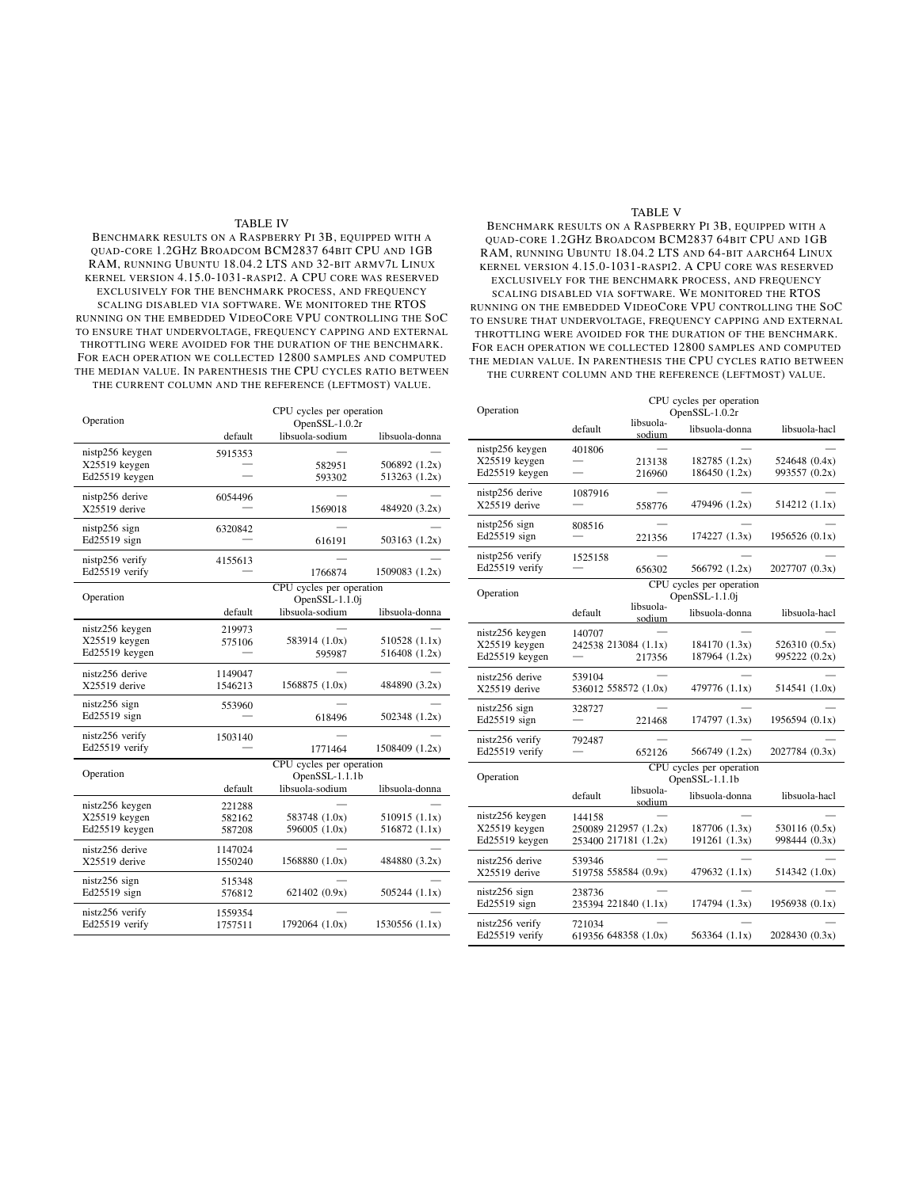TABLE IV

BENCHMARK RESULTS ON A RASPBERRY PI 3B, EQUIPPED WITH A QUAD-CORE 1.2GHZ BROADCOM BCM2837 64BIT CPU AND 1GB RAM, RUNNING UBUNTU 18.04.2 LTS AND 32-BIT ARMV7L LINUX KERNEL VERSION 4.15.0-1031-RASPI2. A CPU CORE WAS RESERVED EXCLUSIVELY FOR THE BENCHMARK PROCESS, AND FREQUENCY SCALING DISABLED VIA SOFTWARE. WE MONITORED THE RTOS RUNNING ON THE EMBEDDED VIDEOCORE VPU CONTROLLING THE SOC TO ENSURE THAT UNDERVOLTAGE, FREQUENCY CAPPING AND EXTERNAL THROTTLING WERE AVOIDED FOR THE DURATION OF THE BENCHMARK. FOR EACH OPERATION WE COLLECTED 12800 SAMPLES AND COMPUTED THE MEDIAN VALUE. IN PARENTHESIS THE CPU CYCLES RATIO BETWEEN THE CURRENT COLUMN AND THE REFERENCE (LEFTMOST) VALUE.

| Operation | CPU cycles per operation OpenSSL-1.0.2r | | |
|---|---|---|---|
| | default | libsuola-sodium | libsuola-donna |
| nistp256 keygen | 5915353 | — | — |
| X25519 keygen | — | 582951 | 506892 (1.2x) |
| Ed25519 keygen | — | 593302 | 513263 (1.2x) |
| nistp256 derive | 6054496 | — | — |
| X25519 derive | — | 1569018 | 484920 (3.2x) |
| nistp256 sign | 6320842 | — | — |
| Ed25519 sign | — | 616191 | 503163 (1.2x) |
| nistp256 verify | 4155613 | — | — |
| Ed25519 verify | — | 1766874 | 1509083 (1.2x) |

| Operation | CPU cycles per operation OpenSSL-1.1.0j | | |
|---|---|---|---|
| | default | libsuola-sodium | libsuola-donna |
| nistz256 keygen | 219973 | — | — |
| X25519 keygen | 575106 | 583914 (1.0x) | 510528 (1.1x) |
| Ed25519 keygen | — | 595987 | 516408 (1.2x) |
| nistz256 derive | 1149047 | — | — |
| X25519 derive | 1546213 | 1568875 (1.0x) | 484890 (3.2x) |
| nistz256 sign | 553960 | — | — |
| Ed25519 sign | — | 618496 | 502348 (1.2x) |
| nistz256 verify | 1503140 | — | — |
| Ed25519 verify | — | 1771464 | 1508409 (1.2x) |

| Operation | CPU cycles per operation OpenSSL-1.1.1b | | |
|---|---|---|---|
| | default | libsuola-sodium | libsuola-donna |
| nistz256 keygen | 221288 | — | — |
| X25519 keygen | 582162 | 583748 (1.0x) | 510915 (1.1x) |
| Ed25519 keygen | 587208 | 596005 (1.0x) | 516872 (1.1x) |
| nistz256 derive | 1147024 | — | — |
| X25519 derive | 1550240 | 1568880 (1.0x) | 484880 (3.2x) |
| nistz256 sign | 515348 | — | — |
| Ed25519 sign | 576812 | 621402 (0.9x) | 505244 (1.1x) |
| nistz256 verify | 1559354 | — | — |
| Ed25519 verify | 1757511 | 1792064 (1.0x) | 1530556 (1.1x) |

TABLE V

BENCHMARK RESULTS ON A RASPBERRY PI 3B, EQUIPPED WITH A QUAD-CORE 1.2GHZ BROADCOM BCM2837 64BIT CPU AND 1GB RAM, RUNNING UBUNTU 18.04.2 LTS AND 64-BIT AARCH64 LINUX KERNEL VERSION 4.15.0-1031-RASPI2. A CPU CORE WAS RESERVED EXCLUSIVELY FOR THE BENCHMARK PROCESS, AND FREQUENCY SCALING DISABLED VIA SOFTWARE. WE MONITORED THE RTOS RUNNING ON THE EMBEDDED VIDEOCORE VPU CONTROLLING THE SOC TO ENSURE THAT UNDERVOLTAGE, FREQUENCY CAPPING AND EXTERNAL THROTTLING WERE AVOIDED FOR THE DURATION OF THE BENCHMARK. FOR EACH OPERATION WE COLLECTED 12800 SAMPLES AND COMPUTED THE MEDIAN VALUE. IN PARENTHESIS THE CPU CYCLES RATIO BETWEEN THE CURRENT COLUMN AND THE REFERENCE (LEFTMOST) VALUE.

| Operation | CPU cycles per operation OpenSSL-1.0.2r | | | |
|---|---|---|---|---|
| | default | libsuola-sodium | libsuola-donna | libsuola-hacl |
| nistp256 keygen | 401806 | — | — | — |
| X25519 keygen | — | 213138 | 182785 (1.2x) | 524648 (0.4x) |
| Ed25519 keygen | — | 216960 | 186450 (1.2x) | 993557 (0.2x) |
| nistp256 derive | 1087916 | — | — | — |
| X25519 derive | — | 558776 | 479496 (1.2x) | 514212 (1.1x) |
| nistp256 sign | 808516 | — | — | — |
| Ed25519 sign | — | 221356 | 174227 (1.3x) | 1956526 (0.1x) |
| nistp256 verify | 1525158 | — | — | — |
| Ed25519 verify | — | 656302 | 566792 (1.2x) | 2027707 (0.3x) |

| Operation | CPU cycles per operation OpenSSL-1.1.0j | | | |
|---|---|---|---|---|
| | default | libsuola-sodium | libsuola-donna | libsuola-hacl |
| nistz256 keygen | 140707 | — | — | — |
| X25519 keygen | 242538 | 213084 (1.1x) | 184170 (1.3x) | 526310 (0.5x) |
| Ed25519 keygen | — | 217356 | 187964 (1.2x) | 995222 (0.2x) |
| nistz256 derive | 539104 | — | — | — |
| X25519 derive | 536012 | 558572 (1.0x) | 479776 (1.1x) | 514541 (1.0x) |
| nistz256 sign | 328727 | — | — | — |
| Ed25519 sign | — | 221468 | 174797 (1.3x) | 1956594 (0.1x) |
| nistz256 verify | 792487 | — | — | — |
| Ed25519 verify | — | 652126 | 566749 (1.2x) | 2027784 (0.3x) |

| Operation | CPU cycles per operation OpenSSL-1.1.1b | | | |
|---|---|---|---|---|
| | default | libsuola-sodium | libsuola-donna | libsuola-hacl |
| nistz256 keygen | 144158 | — | — | — |
| X25519 keygen | 250089 | 212957 (1.2x) | 187706 (1.3x) | 530116 (0.5x) |
| Ed25519 keygen | 253400 | 217181 (1.2x) | 191261 (1.3x) | 998444 (0.3x) |
| nistz256 derive | 539346 | — | — | — |
| X25519 derive | 519758 | 558584 (0.9x) | 479632 (1.1x) | 514342 (1.0x) |
| nistz256 sign | 238736 | — | — | — |
| Ed25519 sign | 235394 | 221840 (1.1x) | 174794 (1.3x) | 1956938 (0.1x) |
| nistz256 verify | 721034 | — | — | — |
| Ed25519 verify | 619356 | 648358 (1.0x) | 563364 (1.1x) | 2028430 (0.3x) |